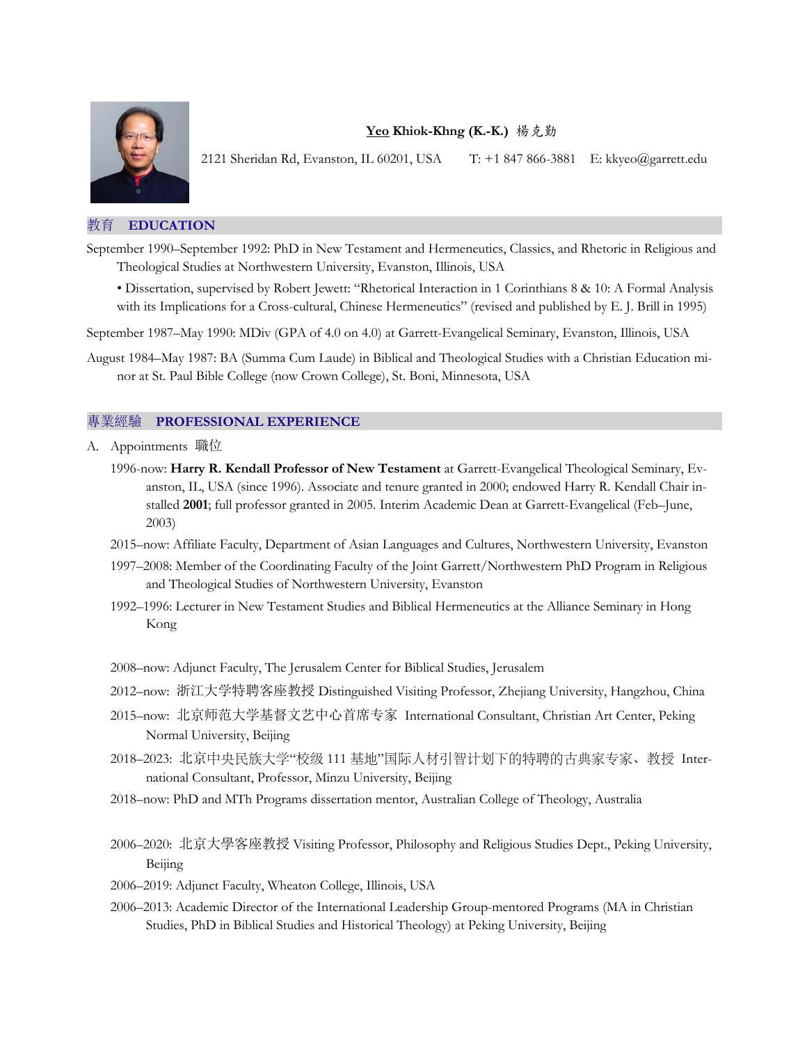**<u>Yeo</u> Khiok-Khng (K.-K.)** 楊克勤

2121 Sheridan Rd, Evanston, IL 60201, USA T: +1 847 866-3881 E: kkyeo@garrett.edu

## 教育 EDUCATION

September 1990–September 1992: PhD in New Testament and Hermeneutics, Classics, and Rhetoric in Religious and Theological Studies at Northwestern University, Evanston, Illinois, USA

- Dissertation, supervised by Robert Jewett: "Rhetorical Interaction in 1 Corinthians 8 & 10: A Formal Analysis with its Implications for a Cross-cultural, Chinese Hermeneutics" (revised and published by E. J. Brill in 1995)

September 1987–May 1990: MDiv (GPA of 4.0 on 4.0) at Garrett-Evangelical Seminary, Evanston, Illinois, USA

August 1984–May 1987: BA (Summa Cum Laude) in Biblical and Theological Studies with a Christian Education minor at St. Paul Bible College (now Crown College), St. Boni, Minnesota, USA

## 專業經驗 PROFESSIONAL EXPERIENCE

A. Appointments 職位

1996-now: **Harry R. Kendall Professor of New Testament** at Garrett-Evangelical Theological Seminary, Evanston, IL, USA (since 1996). Associate and tenure granted in 2000; endowed Harry R. Kendall Chair installed **2001**; full professor granted in 2005. Interim Academic Dean at Garrett-Evangelical (Feb–June, 2003)

2015–now: Affiliate Faculty, Department of Asian Languages and Cultures, Northwestern University, Evanston

1997–2008: Member of the Coordinating Faculty of the Joint Garrett/Northwestern PhD Program in Religious and Theological Studies of Northwestern University, Evanston

1992–1996: Lecturer in New Testament Studies and Biblical Hermeneutics at the Alliance Seminary in Hong Kong

2008–now: Adjunct Faculty, The Jerusalem Center for Biblical Studies, Jerusalem

2012–now: 浙江大学特聘客座教授 Distinguished Visiting Professor, Zhejiang University, Hangzhou, China

2015–now: 北京师范大学基督文艺中心首席专家 International Consultant, Christian Art Center, Peking Normal University, Beijing

2018–2023: 北京中央民族大学"校级 111 基地"国际人材引智计划下的特聘的古典家专家、教授 International Consultant, Professor, Minzu University, Beijing

2018–now: PhD and MTh Programs dissertation mentor, Australian College of Theology, Australia

2006–2020: 北京大學客座教授 Visiting Professor, Philosophy and Religious Studies Dept., Peking University, Beijing

2006–2019: Adjunct Faculty, Wheaton College, Illinois, USA

2006–2013: Academic Director of the International Leadership Group-mentored Programs (MA in Christian Studies, PhD in Biblical Studies and Historical Theology) at Peking University, Beijing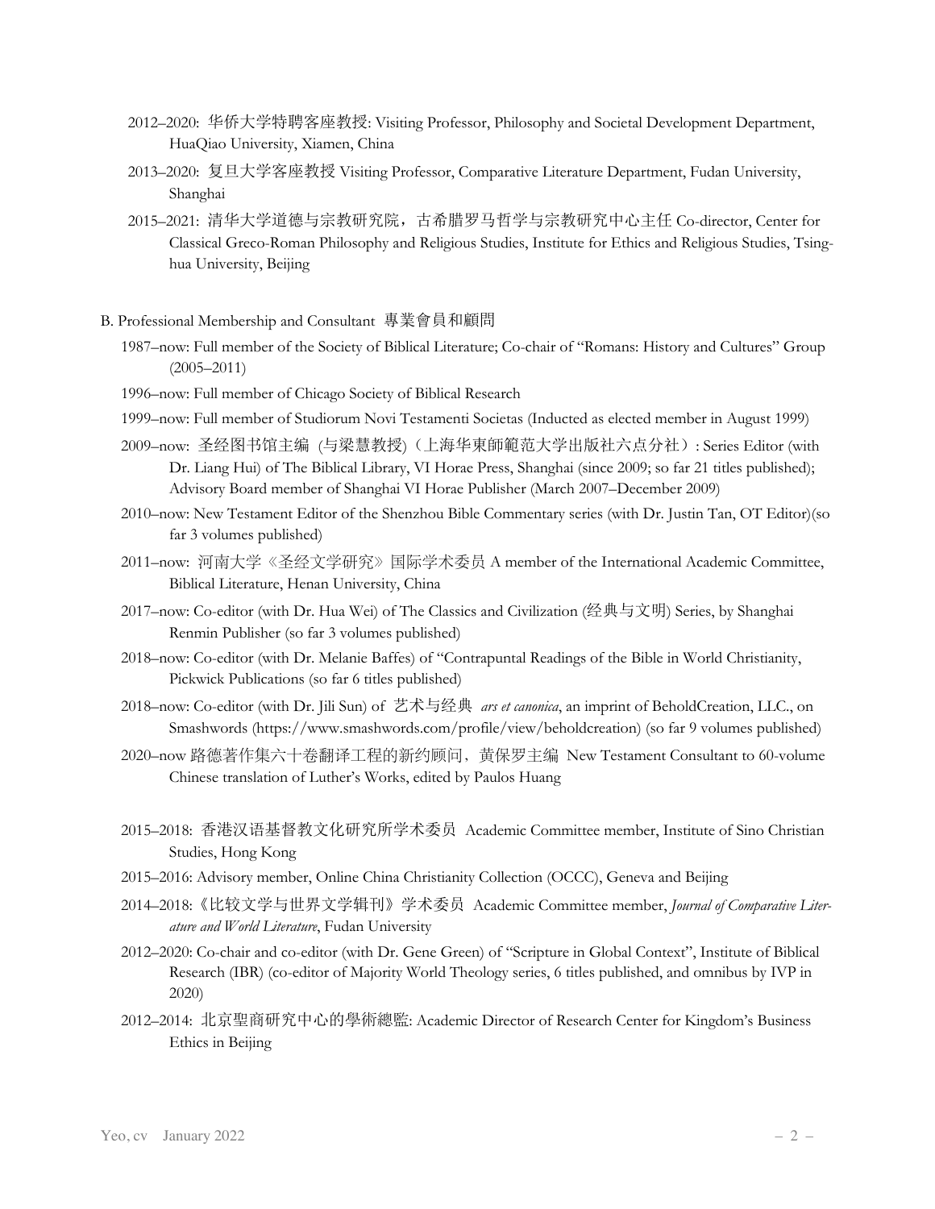2012–2020: 华侨大学特聘客座教授: Visiting Professor, Philosophy and Societal Development Department, HuaQiao University, Xiamen, China

2013–2020: 复旦大学客座教授 Visiting Professor, Comparative Literature Department, Fudan University, Shanghai

2015–2021: 清华大学道德与宗教研究院，古希腊罗马哲学与宗教研究中心主任 Co-director, Center for Classical Greco-Roman Philosophy and Religious Studies, Institute for Ethics and Religious Studies, Tsinghua University, Beijing

B. Professional Membership and Consultant 專業會員和顧問

1987–now: Full member of the Society of Biblical Literature; Co-chair of "Romans: History and Cultures" Group (2005–2011)

1996–now: Full member of Chicago Society of Biblical Research

1999–now: Full member of Studiorum Novi Testamenti Societas (Inducted as elected member in August 1999)

2009–now: 圣经图书馆主编 (与梁慧教授)（上海华東師範范大学出版社六点分社）: Series Editor (with Dr. Liang Hui) of The Biblical Library, VI Horae Press, Shanghai (since 2009; so far 21 titles published); Advisory Board member of Shanghai VI Horae Publisher (March 2007–December 2009)

2010–now: New Testament Editor of the Shenzhou Bible Commentary series (with Dr. Justin Tan, OT Editor)(so far 3 volumes published)

2011–now: 河南大学《圣经文学研究》国际学术委员 A member of the International Academic Committee, Biblical Literature, Henan University, China

2017–now: Co-editor (with Dr. Hua Wei) of The Classics and Civilization (经典与文明) Series, by Shanghai Renmin Publisher (so far 3 volumes published)

2018–now: Co-editor (with Dr. Melanie Baffes) of "Contrapuntal Readings of the Bible in World Christianity, Pickwick Publications (so far 6 titles published)

2018–now: Co-editor (with Dr. Jili Sun) of 艺术与经典 *ars et canonica*, an imprint of BeholdCreation, LLC., on Smashwords (https://www.smashwords.com/profile/view/beholdcreation) (so far 9 volumes published)

2020–now 路德著作集六十卷翻译工程的新约顾问，黄保罗主编 New Testament Consultant to 60-volume Chinese translation of Luther's Works, edited by Paulos Huang

2015–2018: 香港汉语基督教文化研究所学术委员 Academic Committee member, Institute of Sino Christian Studies, Hong Kong

2015–2016: Advisory member, Online China Christianity Collection (OCCC), Geneva and Beijing

2014–2018:《比较文学与世界文学辑刊》学术委员 Academic Committee member, *Journal of Comparative Literature and World Literature*, Fudan University

2012–2020: Co-chair and co-editor (with Dr. Gene Green) of "Scripture in Global Context", Institute of Biblical Research (IBR) (co-editor of Majority World Theology series, 6 titles published, and omnibus by IVP in 2020)

2012–2014: 北京聖商研究中心的學術總監: Academic Director of Research Center for Kingdom's Business Ethics in Beijing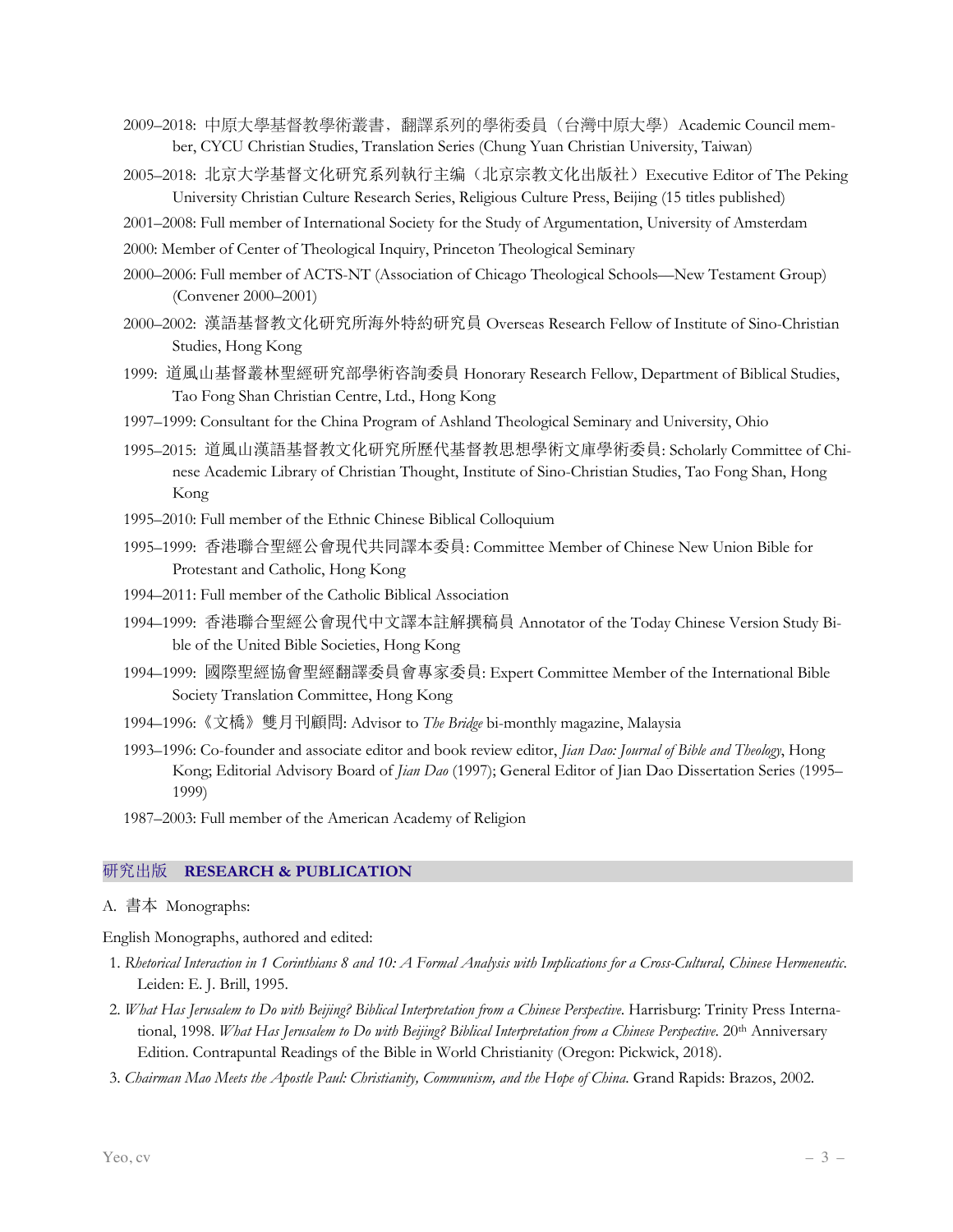2009–2018: 中原大學基督教學術叢書，翻譯系列的學術委員（台灣中原大學）Academic Council member, CYCU Christian Studies, Translation Series (Chung Yuan Christian University, Taiwan)

2005–2018: 北京大學基督文化研究系列執行主編（北京宗教文化出版社）Executive Editor of The Peking University Christian Culture Research Series, Religious Culture Press, Beijing (15 titles published)

2001–2008: Full member of International Society for the Study of Argumentation, University of Amsterdam

2000: Member of Center of Theological Inquiry, Princeton Theological Seminary

2000–2006: Full member of ACTS-NT (Association of Chicago Theological Schools—New Testament Group) (Convener 2000–2001)

2000–2002: 漢語基督教文化研究所海外特約研究員 Overseas Research Fellow of Institute of Sino-Christian Studies, Hong Kong

1999: 道風山基督叢林聖經研究部學術咨詢委員 Honorary Research Fellow, Department of Biblical Studies, Tao Fong Shan Christian Centre, Ltd., Hong Kong

1997–1999: Consultant for the China Program of Ashland Theological Seminary and University, Ohio

1995–2015: 道風山漢語基督教文化研究所歷代基督教思想學術文庫學術委員: Scholarly Committee of Chinese Academic Library of Christian Thought, Institute of Sino-Christian Studies, Tao Fong Shan, Hong Kong

1995–2010: Full member of the Ethnic Chinese Biblical Colloquium

1995–1999: 香港聯合聖經公會現代共同譯本委員: Committee Member of Chinese New Union Bible for Protestant and Catholic, Hong Kong

1994–2011: Full member of the Catholic Biblical Association

1994–1999: 香港聯合聖經公會現代中文譯本註解撰稿員 Annotator of the Today Chinese Version Study Bible of the United Bible Societies, Hong Kong

1994–1999: 國際聖經協會聖經翻譯委員會專家委員: Expert Committee Member of the International Bible Society Translation Committee, Hong Kong

1994–1996:《文橋》雙月刊顧問: Advisor to *The Bridge* bi-monthly magazine, Malaysia

1993–1996: Co-founder and associate editor and book review editor, *Jian Dao: Journal of Bible and Theology*, Hong Kong; Editorial Advisory Board of *Jian Dao* (1997); General Editor of Jian Dao Dissertation Series (1995–1999)

1987–2003: Full member of the American Academy of Religion

## 研究出版 **RESEARCH & PUBLICATION**

A. 書本 Monographs:

English Monographs, authored and edited:

1. *Rhetorical Interaction in 1 Corinthians 8 and 10: A Formal Analysis with Implications for a Cross-Cultural, Chinese Hermeneutic.* Leiden: E. J. Brill, 1995.
2. *What Has Jerusalem to Do with Beijing? Biblical Interpretation from a Chinese Perspective.* Harrisburg: Trinity Press International, 1998. *What Has Jerusalem to Do with Beijing? Biblical Interpretation from a Chinese Perspective.* 20th Anniversary Edition. Contrapuntal Readings of the Bible in World Christianity (Oregon: Pickwick, 2018).
3. *Chairman Mao Meets the Apostle Paul: Christianity, Communism, and the Hope of China.* Grand Rapids: Brazos, 2002.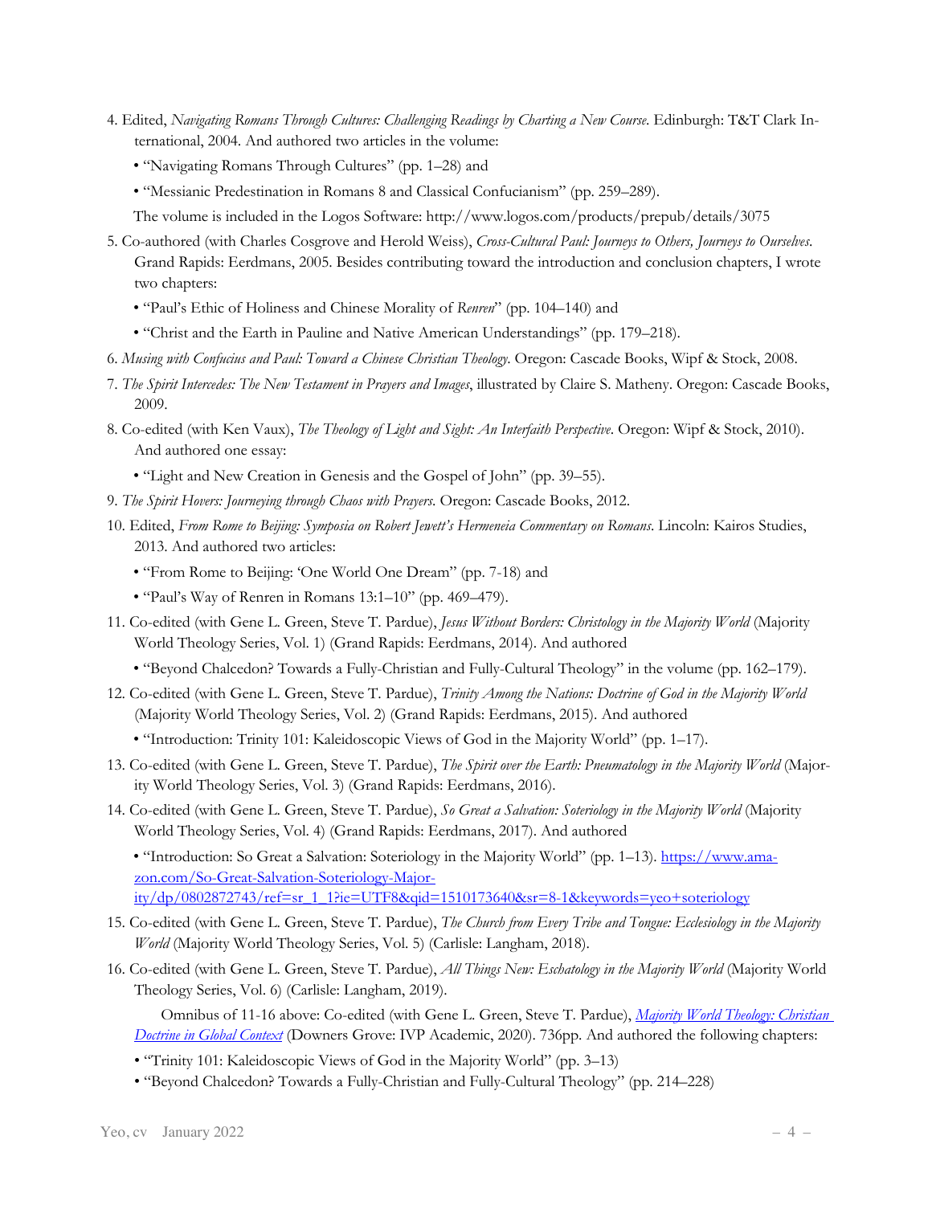4. Edited, *Navigating Romans Through Cultures: Challenging Readings by Charting a New Course*. Edinburgh: T&T Clark International, 2004. And authored two articles in the volume:

   • "Navigating Romans Through Cultures" (pp. 1–28) and

   • "Messianic Predestination in Romans 8 and Classical Confucianism" (pp. 259–289).

   The volume is included in the Logos Software: http://www.logos.com/products/prepub/details/3075

5. Co-authored (with Charles Cosgrove and Herold Weiss), *Cross-Cultural Paul: Journeys to Others, Journeys to Ourselves*. Grand Rapids: Eerdmans, 2005. Besides contributing toward the introduction and conclusion chapters, I wrote two chapters:

   • "Paul's Ethic of Holiness and Chinese Morality of *Renren*" (pp. 104–140) and

   • "Christ and the Earth in Pauline and Native American Understandings" (pp. 179–218).

6. *Musing with Confucius and Paul: Toward a Chinese Christian Theology*. Oregon: Cascade Books, Wipf & Stock, 2008.

7. *The Spirit Intercedes: The New Testament in Prayers and Images*, illustrated by Claire S. Matheny. Oregon: Cascade Books, 2009.

8. Co-edited (with Ken Vaux), *The Theology of Light and Sight: An Interfaith Perspective*. Oregon: Wipf & Stock, 2010). And authored one essay:

   • "Light and New Creation in Genesis and the Gospel of John" (pp. 39–55).

9. *The Spirit Hovers: Journeying through Chaos with Prayers*. Oregon: Cascade Books, 2012.

10. Edited, *From Rome to Beijing: Symposia on Robert Jewett's Hermeneia Commentary on Romans*. Lincoln: Kairos Studies, 2013. And authored two articles:

    • "From Rome to Beijing: 'One World One Dream" (pp. 7-18) and

    • "Paul's Way of Renren in Romans 13:1–10" (pp. 469–479).

11. Co-edited (with Gene L. Green, Steve T. Pardue), *Jesus Without Borders: Christology in the Majority World* (Majority World Theology Series, Vol. 1) (Grand Rapids: Eerdmans, 2014). And authored

    • "Beyond Chalcedon? Towards a Fully-Christian and Fully-Cultural Theology" in the volume (pp. 162–179).

12. Co-edited (with Gene L. Green, Steve T. Pardue), *Trinity Among the Nations: Doctrine of God in the Majority World* (Majority World Theology Series, Vol. 2) (Grand Rapids: Eerdmans, 2015). And authored

    • "Introduction: Trinity 101: Kaleidoscopic Views of God in the Majority World" (pp. 1–17).

13. Co-edited (with Gene L. Green, Steve T. Pardue), *The Spirit over the Earth: Pneumatology in the Majority World* (Majority World Theology Series, Vol. 3) (Grand Rapids: Eerdmans, 2016).

14. Co-edited (with Gene L. Green, Steve T. Pardue), *So Great a Salvation: Soteriology in the Majority World* (Majority World Theology Series, Vol. 4) (Grand Rapids: Eerdmans, 2017). And authored

    • "Introduction: So Great a Salvation: Soteriology in the Majority World" (pp. 1–13). https://www.amazon.com/So-Great-Salvation-Soteriology-Majority/dp/0802872743/ref=sr_1_1?ie=UTF8&qid=1510173640&sr=8-1&keywords=yeo+soteriology

15. Co-edited (with Gene L. Green, Steve T. Pardue), *The Church from Every Tribe and Tongue: Ecclesiology in the Majority World* (Majority World Theology Series, Vol. 5) (Carlisle: Langham, 2018).

16. Co-edited (with Gene L. Green, Steve T. Pardue), *All Things New: Eschatology in the Majority World* (Majority World Theology Series, Vol. 6) (Carlisle: Langham, 2019).

    Omnibus of 11-16 above: Co-edited (with Gene L. Green, Steve T. Pardue), *Majority World Theology: Christian Doctrine in Global Context* (Downers Grove: IVP Academic, 2020). 736pp. And authored the following chapters:

    • "Trinity 101: Kaleidoscopic Views of God in the Majority World" (pp. 3–13)

    • "Beyond Chalcedon? Towards a Fully-Christian and Fully-Cultural Theology" (pp. 214–228)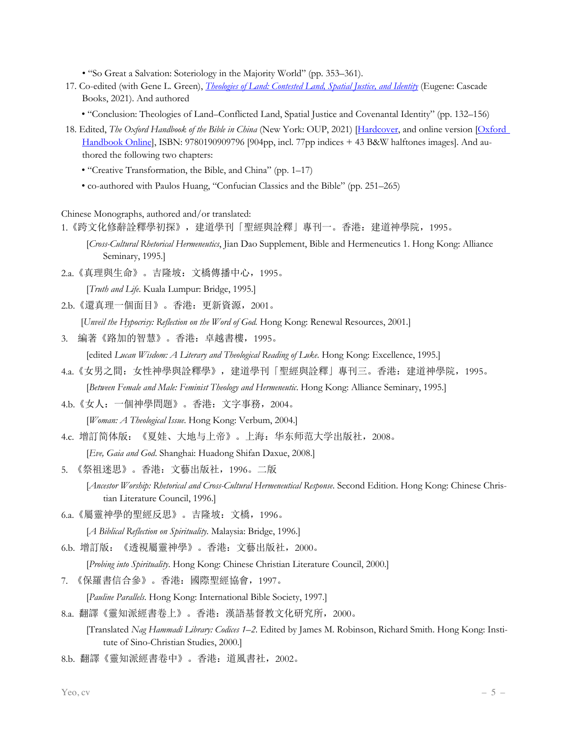- "So Great a Salvation: Soteriology in the Majority World" (pp. 353–361).

17. Co-edited (with Gene L. Green), *Theologies of Land: Contested Land, Spatial Justice, and Identity* (Eugene: Cascade Books, 2021). And authored
    - "Conclusion: Theologies of Land–Conflicted Land, Spatial Justice and Covenantal Identity" (pp. 132–156)
18. Edited, *The Oxford Handbook of the Bible in China* (New York: OUP, 2021) [Hardcover, and online version [Oxford Handbook Online], ISBN: 9780190909796 [904pp, incl. 77pp indices + 43 B&W halftones images]. And authored the following two chapters:
    - "Creative Transformation, the Bible, and China" (pp. 1–17)
    - co-authored with Paulos Huang, "Confucian Classics and the Bible" (pp. 251–265)

Chinese Monographs, authored and/or translated:

1.《跨文化修辭詮釋學初探》，建道學刊「聖經與詮釋」專刊一。香港：建道神學院，1995。

   [*Cross-Cultural Rhetorical Hermeneutics*, Jian Dao Supplement, Bible and Hermeneutics 1. Hong Kong: Alliance Seminary, 1995.]

2.a.《真理與生命》。吉隆坡：文橋傳播中心，1995。

   [*Truth and Life*. Kuala Lumpur: Bridge, 1995.]

2.b.《還真理一個面目》。香港：更新資源，2001。

   [*Unveil the Hypocrisy: Reflection on the Word of God.* Hong Kong: Renewal Resources, 2001.]

3. 編著《路加的智慧》。香港：卓越書樓，1995。

   [edited *Lucan Wisdom: A Literary and Theological Reading of Luke*. Hong Kong: Excellence, 1995.]

4.a.《女男之間：女性神學與詮釋學》，建道學刊「聖經與詮釋」專刊三。香港：建道神學院，1995。

   [*Between Female and Male: Feminist Theology and Hermeneutic*. Hong Kong: Alliance Seminary, 1995.]

4.b.《女人：一個神學問題》。香港：文字事務，2004。

   [*Woman: A Theological Issue*. Hong Kong: Verbum, 2004.]

4.c. 增訂简体版：《夏娃、大地与上帝》。上海：华东师范大学出版社，2008。

   [*Eve, Gaia and God*. Shanghai: Huadong Shifan Daxue, 2008.]

5. 《祭祖迷思》。香港：文藝出版社，1996。二版

   [*Ancestor Worship: Rhetorical and Cross-Cultural Hermeneutical Response*. Second Edition. Hong Kong: Chinese Christian Literature Council, 1996.]

6.a.《屬靈神學的聖經反思》。吉隆坡：文橋，1996。

   [*A Biblical Reflection on Spirituality*. Malaysia: Bridge, 1996.]

6.b. 增訂版：《透視屬靈神學》。香港：文藝出版社，2000。

   [*Probing into Spirituality*. Hong Kong: Chinese Christian Literature Council, 2000.]

7. 《保羅書信合參》。香港：國際聖經協會，1997。

   [*Pauline Parallels*. Hong Kong: International Bible Society, 1997.]

8.a. 翻譯《靈知派經書卷上》。香港：漢語基督教文化研究所，2000。

   [Translated *Nag Hammadi Library: Codices 1–2*. Edited by James M. Robinson, Richard Smith. Hong Kong: Institute of Sino-Christian Studies, 2000.]

8.b. 翻譯《靈知派經書卷中》。香港：道風書社，2002。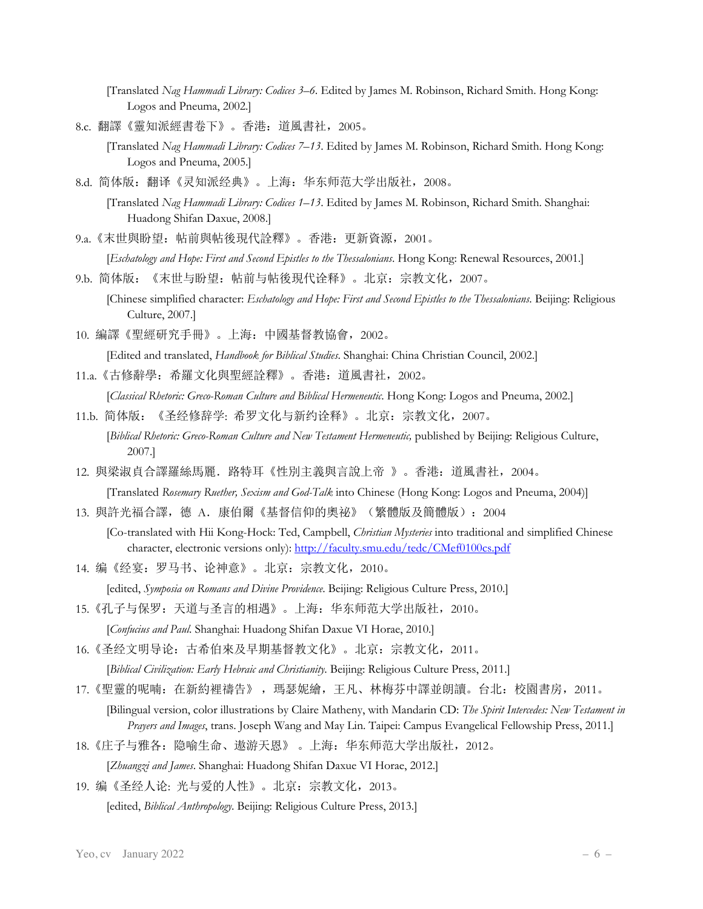[Translated *Nag Hammadi Library: Codices 3–6*. Edited by James M. Robinson, Richard Smith. Hong Kong: Logos and Pneuma, 2002.]

8.c. 翻譯《靈知派經書卷下》。香港：道風書社，2005。

[Translated *Nag Hammadi Library: Codices 7–13*. Edited by James M. Robinson, Richard Smith. Hong Kong: Logos and Pneuma, 2005.]

8.d. 简体版：翻译《灵知派经典》。上海：华东师范大学出版社，2008。

[Translated *Nag Hammadi Library: Codices 1–13*. Edited by James M. Robinson, Richard Smith. Shanghai: Huadong Shifan Daxue, 2008.]

9.a.《末世與盼望：帖前與帖後現代詮釋》。香港：更新資源，2001。

[*Eschatology and Hope: First and Second Epistles to the Thessalonians*. Hong Kong: Renewal Resources, 2001.]

9.b. 简体版：《末世与盼望：帖前与帖後現代诠释》。北京：宗教文化，2007。

[Chinese simplified character: *Eschatology and Hope: First and Second Epistles to the Thessalonians*. Beijing: Religious Culture, 2007.]

10. 編譯《聖經研究手冊》。上海：中國基督教協會，2002。

[Edited and translated, *Handbook for Biblical Studies*. Shanghai: China Christian Council, 2002.]

11.a.《古修辭學：希羅文化與聖經詮釋》。香港：道風書社，2002。

[*Classical Rhetoric: Greco-Roman Culture and Biblical Hermeneutic*. Hong Kong: Logos and Pneuma, 2002.]

11.b. 简体版：《圣经修辞学: 希罗文化与新约诠释》。北京：宗教文化，2007。

[*Biblical Rhetoric: Greco-Roman Culture and New Testament Hermeneutic,* published by Beijing: Religious Culture, 2007.]

12. 與梁淑貞合譯羅絲馬麗．路特耳《性別主義與言說上帝 》。香港：道風書社，2004。

[Translated *Rosemary Ruether, Sexism and God-Talk* into Chinese (Hong Kong: Logos and Pneuma, 2004)]

13. 與許光福合譯，德 A．康伯爾《基督信仰的奧祕》（繁體版及簡體版）：2004

[Co-translated with Hii Kong-Hock: Ted, Campbell, *Christian Mysteries* into traditional and simplified Chinese character, electronic versions only): http://faculty.smu.edu/tedc/CMef0100cs.pdf

14. 编《经宴：罗马书、论神意》。北京：宗教文化，2010。

[edited, *Symposia on Romans and Divine Providence*. Beijing: Religious Culture Press, 2010.]

15.《孔子与保罗：天道与圣言的相遇》。上海：华东师范大学出版社，2010。

[*Confucius and Paul*. Shanghai: Huadong Shifan Daxue VI Horae, 2010.]

16.《圣经文明导论：古希伯來及早期基督教文化》。北京：宗教文化，2011。

[*Biblical Civilization: Early Hebraic and Christianity*. Beijing: Religious Culture Press, 2011.]

17.《聖靈的呢喃：在新約裡禱告》，瑪瑟妮繪，王凡、林梅芬中譯並朗讀。台北：校園書房，2011。

[Bilingual version, color illustrations by Claire Matheny, with Mandarin CD: *The Spirit Intercedes: New Testament in Prayers and Images*, trans. Joseph Wang and May Lin. Taipei: Campus Evangelical Fellowship Press, 2011.]

18.《庄子与雅各：隐喻生命、遨游天恩》。上海：华东师范大学出版社，2012。

[*Zhuangzi and James*. Shanghai: Huadong Shifan Daxue VI Horae, 2012.]

19. 编《圣经人论: 光与爱的人性》。北京：宗教文化，2013。

[edited, *Biblical Anthropology*. Beijing: Religious Culture Press, 2013.]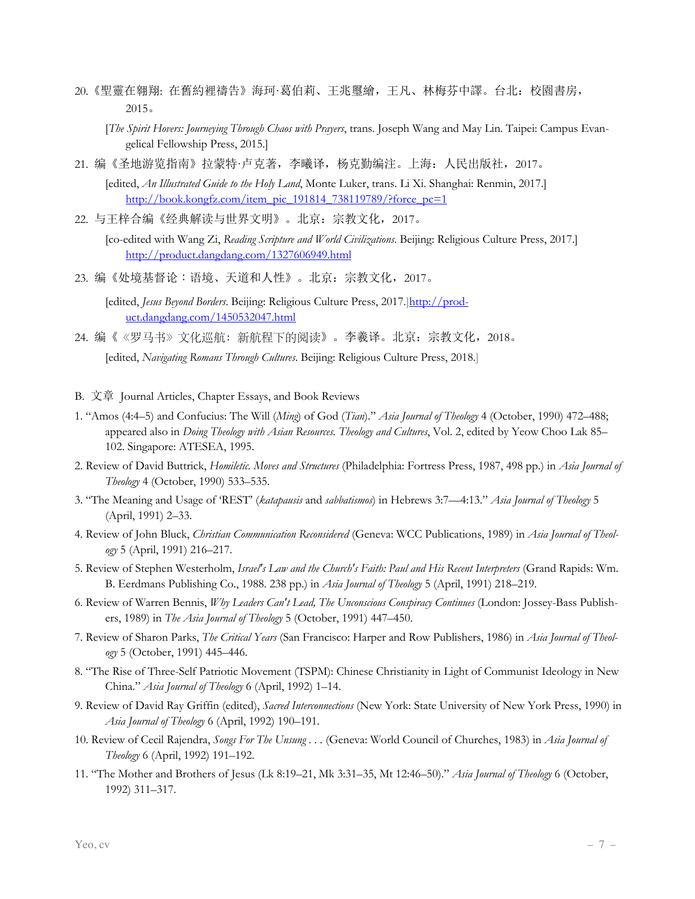20.《聖靈在翱翔: 在舊約裡禱告》海珂·葛伯莉、王兆璽繪，王凡、林梅芬中譯。台北：校園書房，2015。

[*The Spirit Hovers: Journeying Through Chaos with Prayers*, trans. Joseph Wang and May Lin. Taipei: Campus Evangelical Fellowship Press, 2015.]

21. 编《圣地游览指南》拉蒙特·卢克著，李曦译，杨克勤编注。上海：人民出版社，2017。

[edited, *An Illustrated Guide to the Holy Land*, Monte Luker, trans. Li Xi. Shanghai: Renmin, 2017.] http://book.kongfz.com/item_pic_191814_738119789/?force_pc=1

22. 与王梓合编《经典解读与世界文明》。北京：宗教文化，2017。

[co-edited with Wang Zi, *Reading Scripture and World Civilizations*. Beijing: Religious Culture Press, 2017.] http://product.dangdang.com/1327606949.html

23. 编《处境基督论：语境、天道和人性》。北京：宗教文化，2017。

[edited, *Jesus Beyond Borders*. Beijing: Religious Culture Press, 2017.]http://product.dangdang.com/1450532047.html

24. 编《《罗马书》文化巡航：新航程下的阅读》。李爻译。北京：宗教文化，2018。

[edited, *Navigating Romans Through Cultures*. Beijing: Religious Culture Press, 2018.]

B. 文章 Journal Articles, Chapter Essays, and Book Reviews

1. "Amos (4:4–5) and Confucius: The Will (*Ming*) of God (*Tian*)." *Asia Journal of Theology* 4 (October, 1990) 472–488; appeared also in *Doing Theology with Asian Resources. Theology and Cultures*, Vol. 2, edited by Yeow Choo Lak 85–102. Singapore: ATESEA, 1995.
2. Review of David Buttrick, *Homiletic. Moves and Structures* (Philadelphia: Fortress Press, 1987, 498 pp.) in *Asia Journal of Theology* 4 (October, 1990) 533–535.
3. "The Meaning and Usage of 'REST' (*katapausis* and *sabbatismos*) in Hebrews 3:7—4:13." *Asia Journal of Theology* 5 (April, 1991) 2–33.
4. Review of John Bluck, *Christian Communication Reconsidered* (Geneva: WCC Publications, 1989) in *Asia Journal of Theology* 5 (April, 1991) 216–217.
5. Review of Stephen Westerholm, *Israel's Law and the Church's Faith: Paul and His Recent Interpreters* (Grand Rapids: Wm. B. Eerdmans Publishing Co., 1988. 238 pp.) in *Asia Journal of Theology* 5 (April, 1991) 218–219.
6. Review of Warren Bennis, *Why Leaders Can't Lead, The Unconscious Conspiracy Continues* (London: Jossey-Bass Publishers, 1989) in *The Asia Journal of Theology* 5 (October, 1991) 447–450.
7. Review of Sharon Parks, *The Critical Years* (San Francisco: Harper and Row Publishers, 1986) in *Asia Journal of Theology* 5 (October, 1991) 445–446.
8. "The Rise of Three-Self Patriotic Movement (TSPM): Chinese Christianity in Light of Communist Ideology in New China." *Asia Journal of Theology* 6 (April, 1992) 1–14.
9. Review of David Ray Griffin (edited), *Sacred Interconnections* (New York: State University of New York Press, 1990) in *Asia Journal of Theology* 6 (April, 1992) 190–191.
10. Review of Cecil Rajendra, *Songs For The Unsung . . .* (Geneva: World Council of Churches, 1983) in *Asia Journal of Theology* 6 (April, 1992) 191–192.
11. "The Mother and Brothers of Jesus (Lk 8:19–21, Mk 3:31–35, Mt 12:46–50)." *Asia Journal of Theology* 6 (October, 1992) 311–317.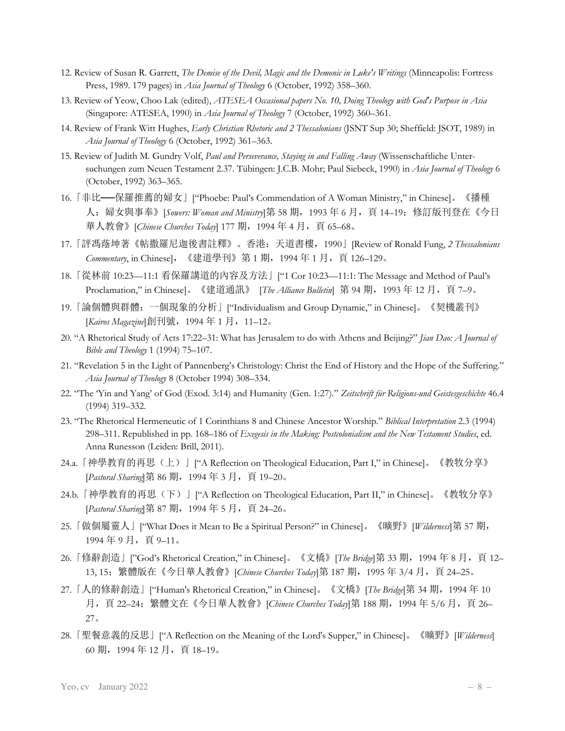12. Review of Susan R. Garrett, *The Demise of the Devil, Magic and the Demonic in Luke's Writings* (Minneapolis: Fortress Press, 1989. 179 pages) in *Asia Journal of Theology* 6 (October, 1992) 358–360.

13. Review of Yeow, Choo Lak (edited), *ATESEA Occasional papers No. 10, Doing Theology with God's Purpose in Asia* (Singapore: ATESEA, 1990) in *Asia Journal of Theology* 7 (October, 1992) 360–361.

14. Review of Frank Witt Hughes, *Early Christian Rhetoric and 2 Thessalonians* (JSNT Sup 30; Sheffield: JSOT, 1989) in *Asia Journal of Theology* 6 (October, 1992) 361–363.

15. Review of Judith M. Gundry Volf, *Paul and Perseverance, Staying in and Falling Away* (Wissenschaftliche Untersuchungen zum Neuen Testament 2.37. Tübingen: J.C.B. Mohr; Paul Siebeck, 1990) in *Asia Journal of Theology* 6 (October, 1992) 363–365.

16. 「非比──保羅推薦的婦女」["Phoebe: Paul's Commendation of A Woman Ministry," in Chinese]。《播種人：婦女與事奉》[*Sowers: Woman and Ministry*]第 58 期，1993 年 6 月，頁 14–19；修訂版刊登在《今日華人教會》[*Chinese Churches Today*] 177 期，1994 年 4 月，頁 65–68。

17. 「評馮蔭坤著《帖撒羅尼迦後書註釋》。香港：天道書樓，1990」[Review of Ronald Fung, *2 Thessalonians Commentary*, in Chinese]，《建道學刊》第 1 期，1994 年 1 月，頁 126–129。

18. 「從林前 10:23—11:1 看保羅講道的內容及方法」["1 Cor 10:23—11:1: The Message and Method of Paul's Proclamation," in Chinese]。《建道通訊》 [*The Alliance Bulletin*] 第 94 期，1993 年 12 月，頁 7–9。

19. 「論個體與群體：一個現象的分析」["Individualism and Group Dynamic," in Chinese]。《契機叢刊》[*Kairos Magazine*]創刊號，1994 年 1 月，11–12。

20. "A Rhetorical Study of Acts 17:22–31: What has Jerusalem to do with Athens and Beijing?" *Jian Dao: A Journal of Bible and Theology* 1 (1994) 75–107.

21. "Revelation 5 in the Light of Pannenberg's Christology: Christ the End of History and the Hope of the Suffering." *Asia Journal of Theology* 8 (October 1994) 308–334.

22. "The 'Yin and Yang' of God (Exod. 3:14) and Humanity (Gen. 1:27)." *Zeitschrift für Religions-und Geistesgeschichte* 46.4 (1994) 319–332.

23. "The Rhetorical Hermeneutic of 1 Corinthians 8 and Chinese Ancestor Worship." *Biblical Interpretation* 2.3 (1994) 298–311. Republished in pp. 168–186 of *Exegesis in the Making: Postcolonialism and the New Testament Studies*, ed. Anna Runesson (Leiden: Brill, 2011).

24.a. 「神學教育的再思（上）」["A Reflection on Theological Education, Part I," in Chinese]。《教牧分享》[*Pastoral Sharing*]第 86 期，1994 年 3 月，頁 19–20。

24.b. 「神學教育的再思（下）」["A Reflection on Theological Education, Part II," in Chinese]。《教牧分享》[*Pastoral Sharing*]第 87 期，1994 年 5 月，頁 24–26。

25. 「做個屬靈人」["What Does it Mean to Be a Spiritual Person?" in Chinese]。《曠野》[*Wilderness*]第 57 期，1994 年 9 月，頁 9–11。

26. 「修辭創造」["God's Rhetorical Creation," in Chinese]。《文橋》[*The Bridge*]第 33 期，1994 年 8 月，頁 12–13, 15；繁體版在《今日華人教會》[*Chinese Churches Today*]第 187 期，1995 年 3/4 月，頁 24–25。

27. 「人的修辭創造」["Human's Rhetorical Creation," in Chinese]。《文橋》[*The Bridge*]第 34 期，1994 年 10 月，頁 22–24；繁體文在《今日華人教會》[*Chinese Churches Today*]第 188 期，1994 年 5/6 月，頁 26–27。

28. 「聖餐意義的反思」["A Reflection on the Meaning of the Lord's Supper," in Chinese]。《曠野》[*Wilderness*] 60 期，1994 年 12 月，頁 18–19。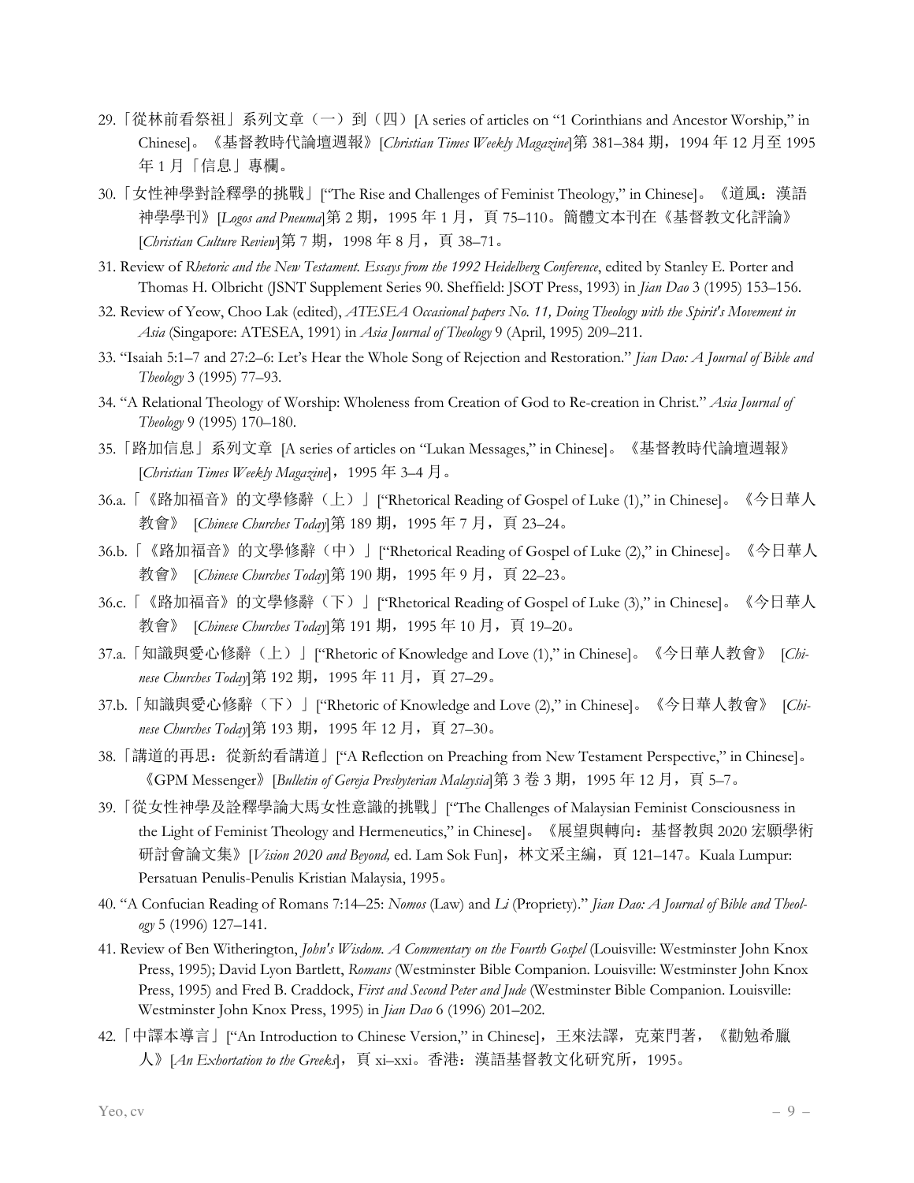29.「從林前看祭祖」系列文章（一）到（四）[A series of articles on "1 Corinthians and Ancestor Worship," in Chinese]。《基督教時代論壇週報》[*Christian Times Weekly Magazine*]第 381–384 期，1994 年 12 月至 1995 年 1 月「信息」專欄。

30.「女性神學對詮釋學的挑戰」["The Rise and Challenges of Feminist Theology," in Chinese]。《道風：漢語神學學刊》[*Logos and Pneuma*]第 2 期，1995 年 1 月，頁 75–110。簡體文本刊在《基督教文化評論》[*Christian Culture Review*]第 7 期，1998 年 8 月，頁 38–71。

31. Review of *Rhetoric and the New Testament. Essays from the 1992 Heidelberg Conference*, edited by Stanley E. Porter and Thomas H. Olbricht (JSNT Supplement Series 90. Sheffield: JSOT Press, 1993) in *Jian Dao* 3 (1995) 153–156.

32. Review of Yeow, Choo Lak (edited), *ATESEA Occasional papers No. 11, Doing Theology with the Spirit's Movement in Asia* (Singapore: ATESEA, 1991) in *Asia Journal of Theology* 9 (April, 1995) 209–211.

33. "Isaiah 5:1–7 and 27:2–6: Let's Hear the Whole Song of Rejection and Restoration." *Jian Dao: A Journal of Bible and Theology* 3 (1995) 77–93.

34. "A Relational Theology of Worship: Wholeness from Creation of God to Re-creation in Christ." *Asia Journal of Theology* 9 (1995) 170–180.

35.「路加信息」系列文章 [A series of articles on "Lukan Messages," in Chinese]。《基督教時代論壇週報》[*Christian Times Weekly Magazine*]，1995 年 3–4 月。

36.a.「《路加福音》的文學修辭（上）」["Rhetorical Reading of Gospel of Luke (1)," in Chinese]。《今日華人教會》 [*Chinese Churches Today*]第 189 期，1995 年 7 月，頁 23–24。

36.b.「《路加福音》的文學修辭（中）」["Rhetorical Reading of Gospel of Luke (2)," in Chinese]。《今日華人教會》 [*Chinese Churches Today*]第 190 期，1995 年 9 月，頁 22–23。

36.c.「《路加福音》的文學修辭（下）」["Rhetorical Reading of Gospel of Luke (3)," in Chinese]。《今日華人教會》 [*Chinese Churches Today*]第 191 期，1995 年 10 月，頁 19–20。

37.a.「知識與愛心修辭（上）」["Rhetoric of Knowledge and Love (1)," in Chinese]。《今日華人教會》 [*Chinese Churches Today*]第 192 期，1995 年 11 月，頁 27–29。

37.b.「知識與愛心修辭（下）」["Rhetoric of Knowledge and Love (2)," in Chinese]。《今日華人教會》 [*Chinese Churches Today*]第 193 期，1995 年 12 月，頁 27–30。

38.「講道的再思：從新約看講道」["A Reflection on Preaching from New Testament Perspective," in Chinese]。《GPM Messenger》[*Bulletin of Gereja Presbyterian Malaysia*]第 3 卷 3 期，1995 年 12 月，頁 5–7。

39.「從女性神學及詮釋學論大馬女性意識的挑戰」["The Challenges of Malaysian Feminist Consciousness in the Light of Feminist Theology and Hermeneutics," in Chinese]。《展望與轉向：基督教與 2020 宏願學術研討會論文集》[*Vision 2020 and Beyond,* ed. Lam Sok Fun]，林文采主編，頁 121–147。Kuala Lumpur: Persatuan Penulis-Penulis Kristian Malaysia, 1995。

40. "A Confucian Reading of Romans 7:14–25: *Nomos* (Law) and *Li* (Propriety)." *Jian Dao: A Journal of Bible and Theology* 5 (1996) 127–141.

41. Review of Ben Witherington, *John's Wisdom. A Commentary on the Fourth Gospel* (Louisville: Westminster John Knox Press, 1995); David Lyon Bartlett, *Romans* (Westminster Bible Companion. Louisville: Westminster John Knox Press, 1995) and Fred B. Craddock, *First and Second Peter and Jude* (Westminster Bible Companion. Louisville: Westminster John Knox Press, 1995) in *Jian Dao* 6 (1996) 201–202.

42.「中譯本導言」["An Introduction to Chinese Version," in Chinese]，王來法譯，克萊門著，《勸勉希臘人》[*An Exhortation to the Greeks*]，頁 xi–xxi。香港：漢語基督教文化研究所，1995。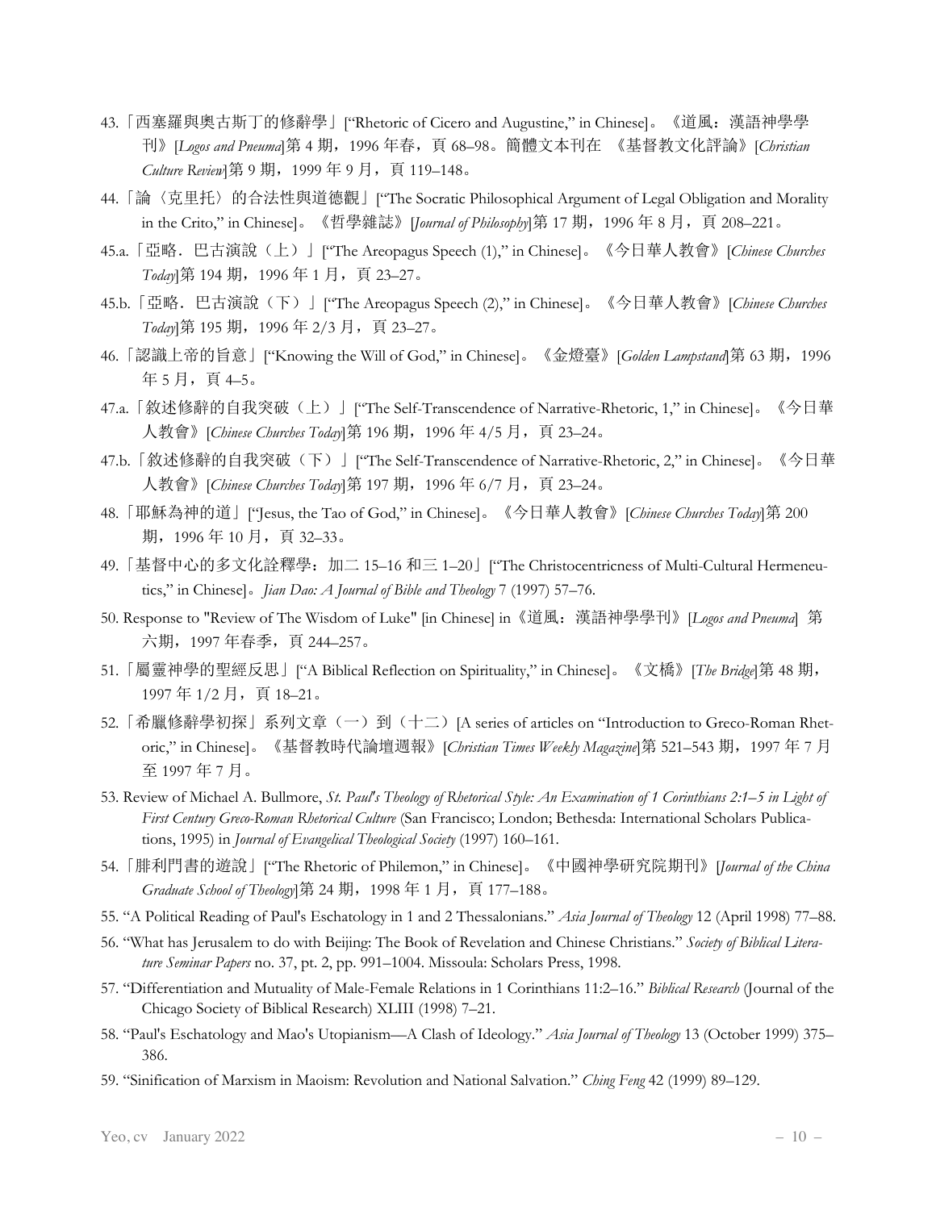43.「西塞羅與奧古斯丁的修辭學」["Rhetoric of Cicero and Augustine," in Chinese]。《道風：漢語神學學刊》[*Logos and Pneuma*]第 4 期，1996 年春，頁 68–98。簡體文本刊在 《基督教文化評論》[*Christian Culture Review*]第 9 期，1999 年 9 月，頁 119–148。

44.「論〈克里托〉的合法性與道德觀」["The Socratic Philosophical Argument of Legal Obligation and Morality in the Crito," in Chinese]。《哲學雜誌》[*Journal of Philosophy*]第 17 期，1996 年 8 月，頁 208–221。

45.a.「亞略．巴古演說（上）」["The Areopagus Speech (1)," in Chinese]。《今日華人教會》[*Chinese Churches Today*]第 194 期，1996 年 1 月，頁 23–27。

45.b.「亞略．巴古演說（下）」["The Areopagus Speech (2)," in Chinese]。《今日華人教會》[*Chinese Churches Today*]第 195 期，1996 年 2/3 月，頁 23–27。

46.「認識上帝的旨意」["Knowing the Will of God," in Chinese]。《金燈臺》[*Golden Lampstand*]第 63 期，1996 年 5 月，頁 4–5。

47.a.「敘述修辭的自我突破（上）」["The Self-Transcendence of Narrative-Rhetoric, 1," in Chinese]。《今日華人教會》[*Chinese Churches Today*]第 196 期，1996 年 4/5 月，頁 23–24。

47.b.「敘述修辭的自我突破（下）」["The Self-Transcendence of Narrative-Rhetoric, 2," in Chinese]。《今日華人教會》[*Chinese Churches Today*]第 197 期，1996 年 6/7 月，頁 23–24。

48.「耶穌為神的道」["Jesus, the Tao of God," in Chinese]。《今日華人教會》[*Chinese Churches Today*]第 200 期，1996 年 10 月，頁 32–33。

49.「基督中心的多文化詮釋學：加二 15–16 和三 1–20」["The Christocentricness of Multi-Cultural Hermeneutics," in Chinese]。*Jian Dao: A Journal of Bible and Theology* 7 (1997) 57–76.

50. Response to "Review of The Wisdom of Luke" [in Chinese] in《道風：漢語神學學刊》[*Logos and Pneuma*] 第六期，1997 年春季，頁 244–257。

51.「屬靈神學的聖經反思」["A Biblical Reflection on Spirituality," in Chinese]。《文橋》[*The Bridge*]第 48 期，1997 年 1/2 月，頁 18–21。

52.「希臘修辭學初探」系列文章（一）到（十二）[A series of articles on "Introduction to Greco-Roman Rhetoric," in Chinese]。《基督教時代論壇週報》[*Christian Times Weekly Magazine*]第 521–543 期，1997 年 7 月至 1997 年 7 月。

53. Review of Michael A. Bullmore, *St. Paul's Theology of Rhetorical Style: An Examination of 1 Corinthians 2:1–5 in Light of First Century Greco-Roman Rhetorical Culture* (San Francisco; London; Bethesda: International Scholars Publications, 1995) in *Journal of Evangelical Theological Society* (1997) 160–161.

54.「腓利門書的遊說」["The Rhetoric of Philemon," in Chinese]。《中國神學研究院期刊》[*Journal of the China Graduate School of Theology*]第 24 期，1998 年 1 月，頁 177–188。

55. "A Political Reading of Paul's Eschatology in 1 and 2 Thessalonians." *Asia Journal of Theology* 12 (April 1998) 77–88.

56. "What has Jerusalem to do with Beijing: The Book of Revelation and Chinese Christians." *Society of Biblical Literature Seminar Papers* no. 37, pt. 2, pp. 991–1004. Missoula: Scholars Press, 1998.

57. "Differentiation and Mutuality of Male-Female Relations in 1 Corinthians 11:2–16." *Biblical Research* (Journal of the Chicago Society of Biblical Research) XLIII (1998) 7–21.

58. "Paul's Eschatology and Mao's Utopianism—A Clash of Ideology." *Asia Journal of Theology* 13 (October 1999) 375–386.

59. "Sinification of Marxism in Maoism: Revolution and National Salvation." *Ching Feng* 42 (1999) 89–129.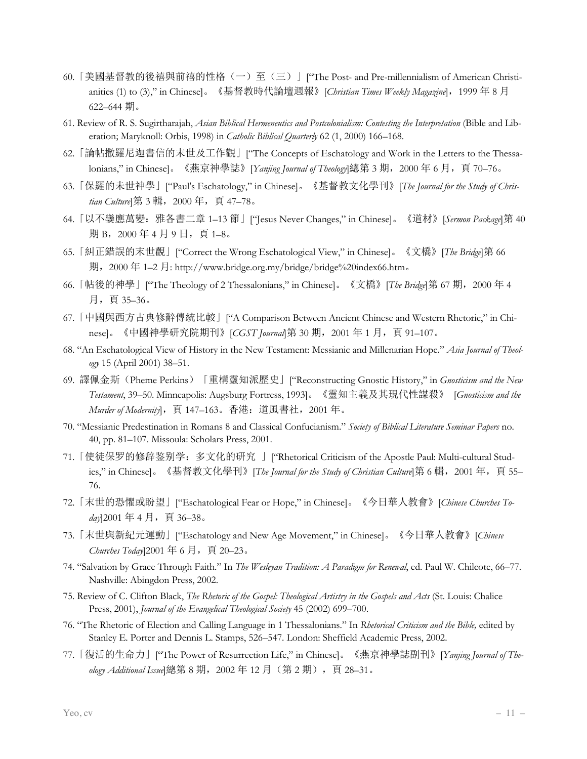60.「美國基督教的後禧與前禧的性格（一）至（三）」["The Post- and Pre-millennialism of American Christianities (1) to (3)," in Chinese]。《基督教時代論壇週報》[*Christian Times Weekly Magazine*]，1999 年 8 月 622–644 期。

61. Review of R. S. Sugirtharajah, *Asian Biblical Hermeneutics and Postcolonialism: Contesting the Interpretation* (Bible and Liberation; Maryknoll: Orbis, 1998) in *Catholic Biblical Quarterly* 62 (1, 2000) 166–168.

62.「論帖撒羅尼迦書信的末世及工作觀」["The Concepts of Eschatology and Work in the Letters to the Thessalonians," in Chinese]。《燕京神學誌》[*Yanjing Journal of Theology*]總第 3 期，2000 年 6 月，頁 70–76。

63.「保羅的末世神學」["Paul's Eschatology," in Chinese]。《基督教文化學刊》[*The Journal for the Study of Christian Culture*]第 3 輯，2000 年，頁 47–78。

64.「以不變應萬變：雅各書二章 1–13 節」["Jesus Never Changes," in Chinese]。《道材》[*Sermon Package*]第 40 期 B，2000 年 4 月 9 日，頁 1–8。

65.「糾正錯誤的末世觀」["Correct the Wrong Eschatological View," in Chinese]。《文橋》[*The Bridge*]第 66 期，2000 年 1–2 月: http://www.bridge.org.my/bridge/bridge%20index66.htm。

66.「帖後的神學」["The Theology of 2 Thessalonians," in Chinese]。《文橋》[*The Bridge*]第 67 期，2000 年 4 月，頁 35–36。

67.「中國與西方古典修辭傳統比較」["A Comparison Between Ancient Chinese and Western Rhetoric," in Chinese]。《中國神學研究院期刊》[*CGST Journal*]第 30 期，2001 年 1 月，頁 91–107。

68. "An Eschatological View of History in the New Testament: Messianic and Millenarian Hope." *Asia Journal of Theology* 15 (April 2001) 38–51.

69. 譯佩金斯（Pheme Perkins）「重構靈知派歷史」["Reconstructing Gnostic History," in *Gnosticism and the New Testament*, 39–50. Minneapolis: Augsburg Fortress, 1993]。《靈知主義及其現代性謀殺》 [*Gnosticism and the Murder of Modernity*]，頁 147–163。香港：道風書社，2001 年。

70. "Messianic Predestination in Romans 8 and Classical Confucianism." *Society of Biblical Literature Seminar Papers* no. 40, pp. 81–107. Missoula: Scholars Press, 2001.

71.「使徒保罗的修辞鉴别学：多文化的研究 」["Rhetorical Criticism of the Apostle Paul: Multi-cultural Studies," in Chinese]。《基督教文化學刊》[*The Journal for the Study of Christian Culture*]第 6 輯，2001 年，頁 55–76.

72.「末世的恐懼或盼望」["Eschatological Fear or Hope," in Chinese]。《今日華人教會》[*Chinese Churches Today*]2001 年 4 月，頁 36–38。

73.「末世與新紀元運動」["Eschatology and New Age Movement," in Chinese]。《今日華人教會》[*Chinese Churches Today*]2001 年 6 月，頁 20–23。

74. "Salvation by Grace Through Faith." In *The Wesleyan Tradition: A Paradigm for Renewal*, ed. Paul W. Chilcote, 66–77. Nashville: Abingdon Press, 2002.

75. Review of C. Clifton Black, *The Rhetoric of the Gospel: Theological Artistry in the Gospels and Acts* (St. Louis: Chalice Press, 2001), *Journal of the Evangelical Theological Society* 45 (2002) 699–700.

76. "The Rhetoric of Election and Calling Language in 1 Thessalonians." In *Rhetorical Criticism and the Bible,* edited by Stanley E. Porter and Dennis L. Stamps, 526–547. London: Sheffield Academic Press, 2002.

77.「復活的生命力」["The Power of Resurrection Life," in Chinese]。《燕京神學誌副刊》[*Yanjing Journal of Theology Additional Issue*]總第 8 期，2002 年 12 月（第 2 期），頁 28–31。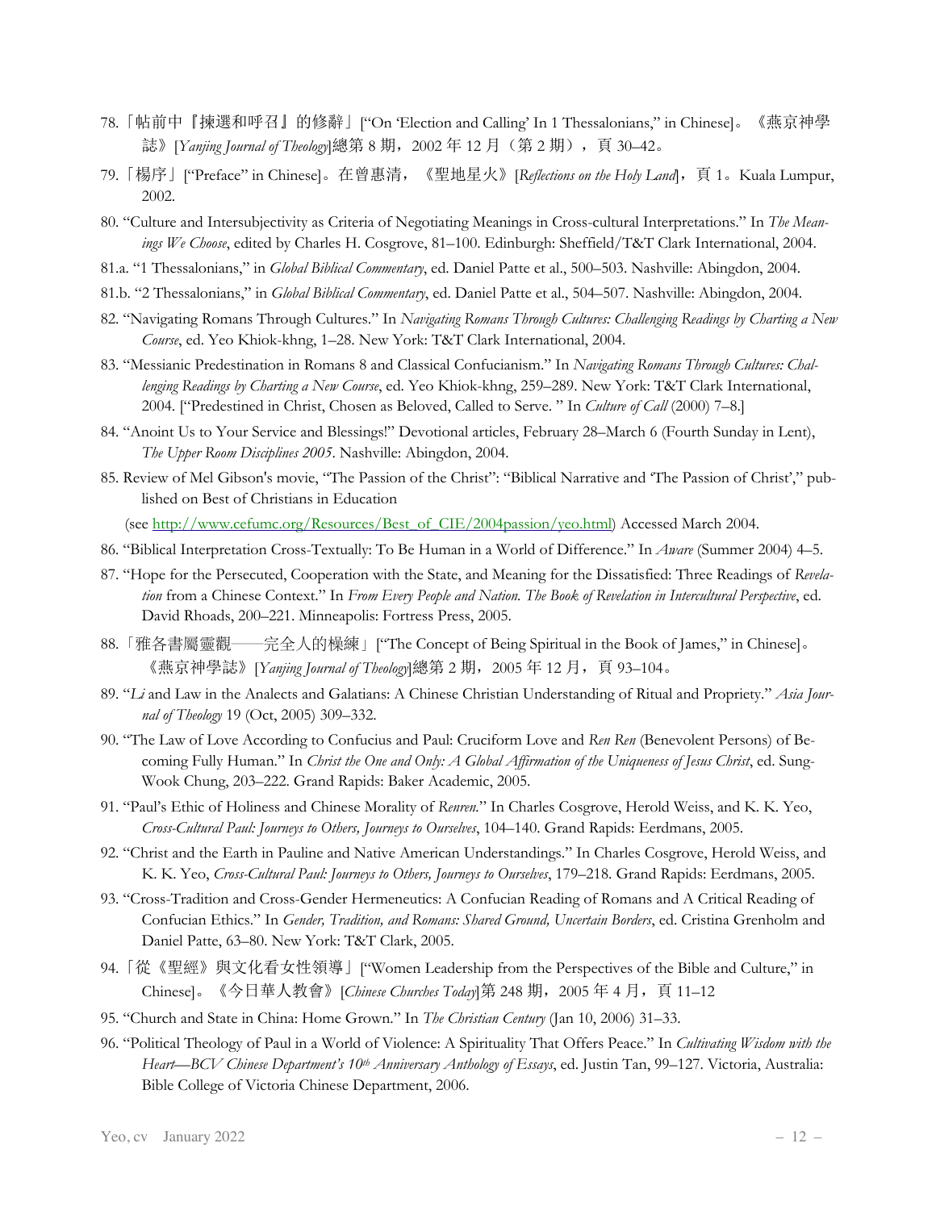78.「帖前中『揀選和呼召』的修辭」[“On ‘Election and Calling’ In 1 Thessalonians,” in Chinese]。《燕京神學誌》[*Yanjing Journal of Theology*]總第 8 期，2002 年 12 月（第 2 期），頁 30–42。

79.「楊序」[“Preface” in Chinese]。在曾惠清，《聖地星火》[*Reflections on the Holy Land*]，頁 1。Kuala Lumpur, 2002.

80. “Culture and Intersubjectivity as Criteria of Negotiating Meanings in Cross-cultural Interpretations.” In *The Meanings We Choose*, edited by Charles H. Cosgrove, 81–100. Edinburgh: Sheffield/T&T Clark International, 2004.

81.a. “1 Thessalonians,” in *Global Biblical Commentary*, ed. Daniel Patte et al., 500–503. Nashville: Abingdon, 2004.

81.b. “2 Thessalonians,” in *Global Biblical Commentary*, ed. Daniel Patte et al., 504–507. Nashville: Abingdon, 2004.

82. “Navigating Romans Through Cultures.” In *Navigating Romans Through Cultures: Challenging Readings by Charting a New Course*, ed. Yeo Khiok-khng, 1–28. New York: T&T Clark International, 2004.

83. “Messianic Predestination in Romans 8 and Classical Confucianism.” In *Navigating Romans Through Cultures: Challenging Readings by Charting a New Course*, ed. Yeo Khiok-khng, 259–289. New York: T&T Clark International, 2004. [“Predestined in Christ, Chosen as Beloved, Called to Serve. ” In *Culture of Call* (2000) 7–8.]

84. “Anoint Us to Your Service and Blessings!” Devotional articles, February 28–March 6 (Fourth Sunday in Lent), *The Upper Room Disciplines 2005*. Nashville: Abingdon, 2004.

85. Review of Mel Gibson's movie, “The Passion of the Christ”: “Biblical Narrative and ‘The Passion of Christ’,” published on Best of Christians in Education (see http://www.cefumc.org/Resources/Best_of_CIE/2004passion/yeo.html) Accessed March 2004.

86. “Biblical Interpretation Cross-Textually: To Be Human in a World of Difference.” In *Aware* (Summer 2004) 4–5.

87. “Hope for the Persecuted, Cooperation with the State, and Meaning for the Dissatisfied: Three Readings of *Revelation* from a Chinese Context.” In *From Every People and Nation. The Book of Revelation in Intercultural Perspective*, ed. David Rhoads, 200–221. Minneapolis: Fortress Press, 2005.

88.「雅各書屬靈觀——完全人的樸練」[“The Concept of Being Spiritual in the Book of James,” in Chinese]。《燕京神學誌》[*Yanjing Journal of Theology*]總第 2 期，2005 年 12 月，頁 93–104。

89. “*Li* and Law in the Analects and Galatians: A Chinese Christian Understanding of Ritual and Propriety.” *Asia Journal of Theology* 19 (Oct, 2005) 309–332.

90. “The Law of Love According to Confucius and Paul: Cruciform Love and *Ren Ren* (Benevolent Persons) of Becoming Fully Human.” In *Christ the One and Only: A Global Affirmation of the Uniqueness of Jesus Christ*, ed. Sung-Wook Chung, 203–222. Grand Rapids: Baker Academic, 2005.

91. “Paul’s Ethic of Holiness and Chinese Morality of *Renren*.” In Charles Cosgrove, Herold Weiss, and K. K. Yeo, *Cross-Cultural Paul: Journeys to Others, Journeys to Ourselves*, 104–140. Grand Rapids: Eerdmans, 2005.

92. “Christ and the Earth in Pauline and Native American Understandings.” In Charles Cosgrove, Herold Weiss, and K. K. Yeo, *Cross-Cultural Paul: Journeys to Others, Journeys to Ourselves*, 179–218. Grand Rapids: Eerdmans, 2005.

93. “Cross-Tradition and Cross-Gender Hermeneutics: A Confucian Reading of Romans and A Critical Reading of Confucian Ethics.” In *Gender, Tradition, and Romans: Shared Ground, Uncertain Borders*, ed. Cristina Grenholm and Daniel Patte, 63–80. New York: T&T Clark, 2005.

94.「從《聖經》與文化看女性領導」[“Women Leadership from the Perspectives of the Bible and Culture,” in Chinese]。《今日華人教會》[*Chinese Churches Today*]第 248 期，2005 年 4 月，頁 11–12

95. “Church and State in China: Home Grown.” In *The Christian Century* (Jan 10, 2006) 31–33.

96. “Political Theology of Paul in a World of Violence: A Spirituality That Offers Peace.” In *Cultivating Wisdom with the Heart—BCV Chinese Department’s 10th Anniversary Anthology of Essays*, ed. Justin Tan, 99–127. Victoria, Australia: Bible College of Victoria Chinese Department, 2006.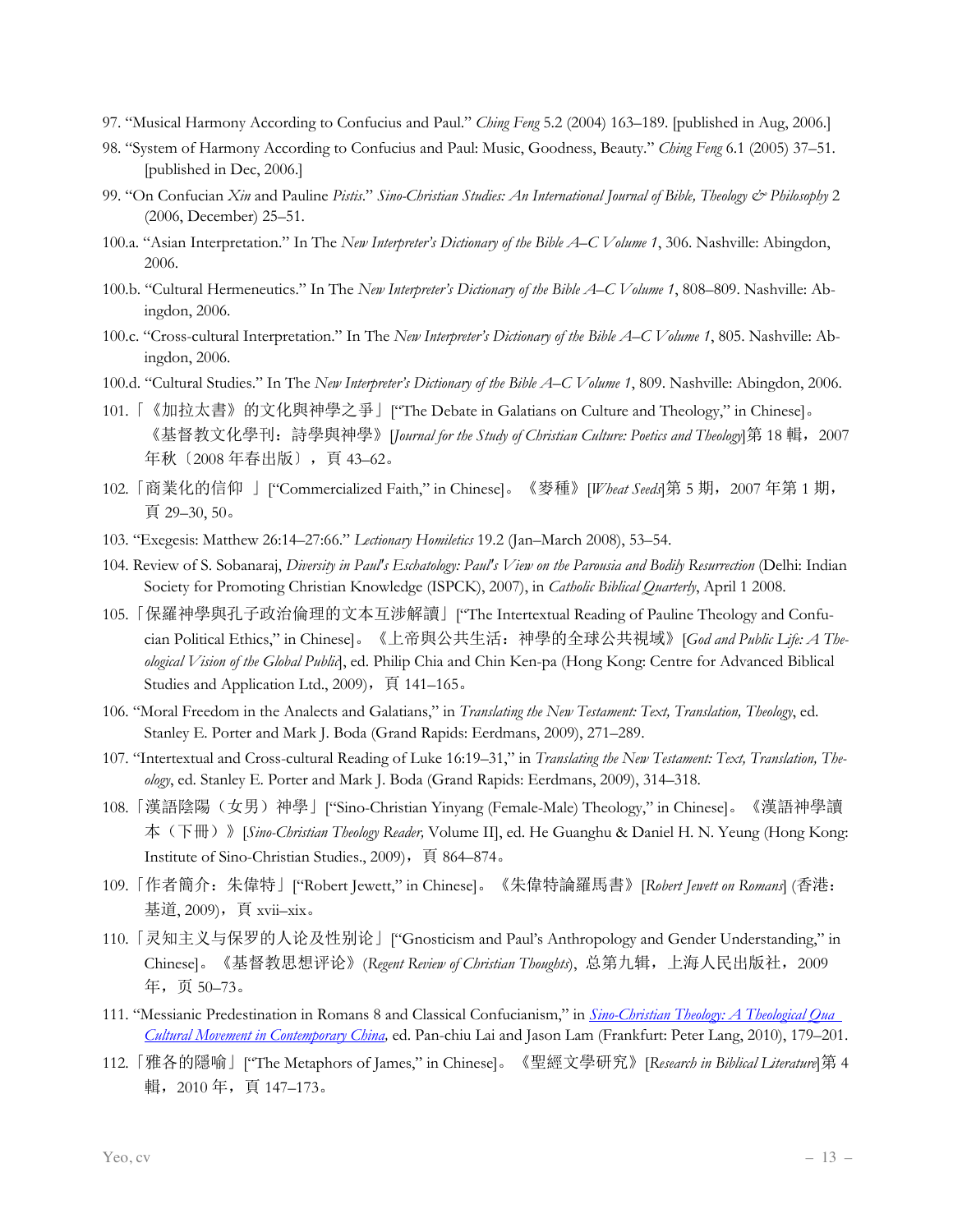97. "Musical Harmony According to Confucius and Paul." *Ching Feng* 5.2 (2004) 163–189. [published in Aug, 2006.]

98. "System of Harmony According to Confucius and Paul: Music, Goodness, Beauty." *Ching Feng* 6.1 (2005) 37–51. [published in Dec, 2006.]

99. "On Confucian *Xin* and Pauline *Pistis*." *Sino-Christian Studies: An International Journal of Bible, Theology & Philosophy* 2 (2006, December) 25–51.

100.a. "Asian Interpretation." In The *New Interpreter's Dictionary of the Bible A–C Volume 1*, 306. Nashville: Abingdon, 2006.

100.b. "Cultural Hermeneutics." In The *New Interpreter's Dictionary of the Bible A–C Volume 1*, 808–809. Nashville: Abingdon, 2006.

100.c. "Cross-cultural Interpretation." In The *New Interpreter's Dictionary of the Bible A–C Volume 1*, 805. Nashville: Abingdon, 2006.

100.d. "Cultural Studies." In The *New Interpreter's Dictionary of the Bible A–C Volume 1*, 809. Nashville: Abingdon, 2006.

101.「《加拉太書》的文化與神學之爭」["The Debate in Galatians on Culture and Theology," in Chinese]。《基督教文化學刊：詩學與神學》[*Journal for the Study of Christian Culture: Poetics and Theology*]第 18 輯，2007 年秋〔2008 年春出版〕，頁 43–62。

102.「商業化的信仰 」["Commercialized Faith," in Chinese]。《麥種》[*Wheat Seeds*]第 5 期，2007 年第 1 期，頁 29–30, 50。

103. "Exegesis: Matthew 26:14–27:66." *Lectionary Homiletics* 19.2 (Jan–March 2008), 53–54.

104. Review of S. Sobanaraj, *Diversity in Paul's Eschatology: Paul's View on the Parousia and Bodily Resurrection* (Delhi: Indian Society for Promoting Christian Knowledge (ISPCK), 2007), in *Catholic Biblical Quarterly*, April 1 2008.

105.「保羅神學與孔子政治倫理的文本互涉解讀」["The Intertextual Reading of Pauline Theology and Confucian Political Ethics," in Chinese]。《上帝與公共生活：神學的全球公共視域》[*God and Public Life: A Theological Vision of the Global Public*], ed. Philip Chia and Chin Ken-pa (Hong Kong: Centre for Advanced Biblical Studies and Application Ltd., 2009)，頁 141–165。

106. "Moral Freedom in the Analects and Galatians," in *Translating the New Testament: Text, Translation, Theology*, ed. Stanley E. Porter and Mark J. Boda (Grand Rapids: Eerdmans, 2009), 271–289.

107. "Intertextual and Cross-cultural Reading of Luke 16:19–31," in *Translating the New Testament: Text, Translation, Theology*, ed. Stanley E. Porter and Mark J. Boda (Grand Rapids: Eerdmans, 2009), 314–318.

108.「漢語陰陽（女男）神學」["Sino-Christian Yinyang (Female-Male) Theology," in Chinese]。《漢語神學讀本（下冊）》[*Sino-Christian Theology Reader,* Volume II], ed. He Guanghu & Daniel H. N. Yeung (Hong Kong: Institute of Sino-Christian Studies., 2009)，頁 864–874。

109.「作者簡介：朱偉特」["Robert Jewett," in Chinese]。《朱偉特論羅馬書》[*Robert Jewett on Romans*] (香港：基道, 2009)，頁 xvii–xix。

110.「灵知主义与保罗的人论及性别论」["Gnosticism and Paul's Anthropology and Gender Understanding," in Chinese]。《基督教思想评论》(*Regent Review of Christian Thoughts*)，总第九辑，上海人民出版社，2009 年，页 50–73。

111. "Messianic Predestination in Romans 8 and Classical Confucianism," in *Sino-Christian Theology: A Theological Qua Cultural Movement in Contemporary China*, ed. Pan-chiu Lai and Jason Lam (Frankfurt: Peter Lang, 2010), 179–201.

112.「雅各的隱喻」["The Metaphors of James," in Chinese]。《聖經文學研究》[*Research in Biblical Literature*]第 4 輯，2010 年，頁 147–173。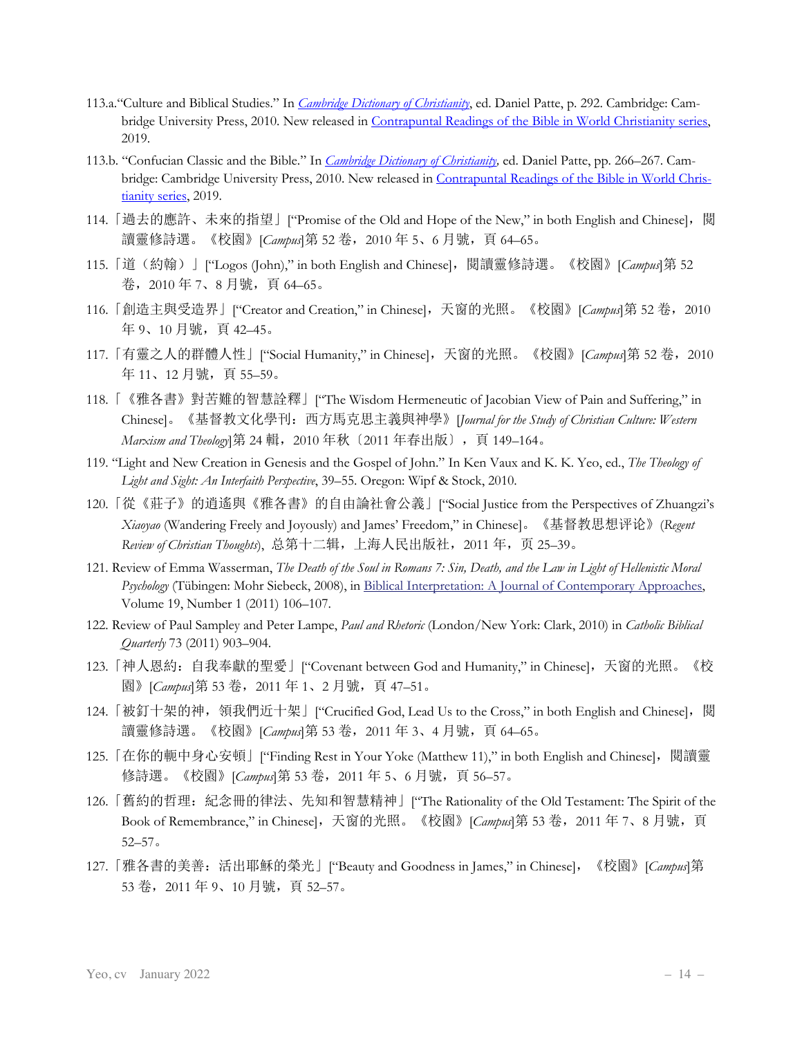113.a.“Culture and Biblical Studies.” In *Cambridge Dictionary of Christianity*, ed. Daniel Patte, p. 292. Cambridge: Cambridge University Press, 2010. New released in Contrapuntal Readings of the Bible in World Christianity series, 2019.

113.b. “Confucian Classic and the Bible.” In *Cambridge Dictionary of Christianity*, ed. Daniel Patte, pp. 266–267. Cambridge: Cambridge University Press, 2010. New released in Contrapuntal Readings of the Bible in World Christianity series, 2019.

114.「過去的應許、未來的指望」["Promise of the Old and Hope of the New," in both English and Chinese]，閱讀靈修詩選。《校園》[*Campus*]第 52 卷，2010 年 5、6 月號，頁 64–65。

115.「道（約翰）」["Logos (John)," in both English and Chinese]，閱讀靈修詩選。《校園》[*Campus*]第 52 卷，2010 年 7、8 月號，頁 64–65。

116.「創造主與受造界」["Creator and Creation," in Chinese]，天窗的光照。《校園》[*Campus*]第 52 卷，2010 年 9、10 月號，頁 42–45。

117.「有靈之人的群體人性」["Social Humanity," in Chinese]，天窗的光照。《校園》[*Campus*]第 52 卷，2010 年 11、12 月號，頁 55–59。

118.「《雅各書》對苦難的智慧詮釋」["The Wisdom Hermeneutic of Jacobian View of Pain and Suffering," in Chinese]。《基督教文化學刊：西方馬克思主義與神學》[*Journal for the Study of Christian Culture: Western Marxism and Theology*]第 24 輯，2010 年秋〔2011 年春出版〕，頁 149–164。

119. “Light and New Creation in Genesis and the Gospel of John.” In Ken Vaux and K. K. Yeo, ed., *The Theology of Light and Sight: An Interfaith Perspective*, 39–55. Oregon: Wipf & Stock, 2010.

120.「從《莊子》的逍遙與《雅各書》的自由論社會公義」["Social Justice from the Perspectives of Zhuangzi's *Xiaoyao* (Wandering Freely and Joyously) and James' Freedom," in Chinese]。《基督教思想评论》(*Regent Review of Christian Thoughts*), 总第十二辑，上海人民出版社，2011 年，页 25–39。

121. Review of Emma Wasserman, *The Death of the Soul in Romans 7: Sin, Death, and the Law in Light of Hellenistic Moral Psychology* (Tübingen: Mohr Siebeck, 2008), in Biblical Interpretation: A Journal of Contemporary Approaches, Volume 19, Number 1 (2011) 106–107.

122. Review of Paul Sampley and Peter Lampe, *Paul and Rhetoric* (London/New York: Clark, 2010) in *Catholic Biblical Quarterly* 73 (2011) 903–904.

123.「神人恩約：自我奉獻的聖愛」["Covenant between God and Humanity," in Chinese]，天窗的光照。《校園》[*Campus*]第 53 卷，2011 年 1、2 月號，頁 47–51。

124.「被釘十架的神，領我們近十架」["Crucified God, Lead Us to the Cross," in both English and Chinese]，閱讀靈修詩選。《校園》[*Campus*]第 53 卷，2011 年 3、4 月號，頁 64–65。

125.「在你的軛中身心安頓」["Finding Rest in Your Yoke (Matthew 11)," in both English and Chinese]，閱讀靈修詩選。《校園》[*Campus*]第 53 卷，2011 年 5、6 月號，頁 56–57。

126.「舊約的哲理：紀念冊的律法、先知和智慧精神」["The Rationality of the Old Testament: The Spirit of the Book of Remembrance," in Chinese]，天窗的光照。《校園》[*Campus*]第 53 卷，2011 年 7、8 月號，頁 52–57。

127.「雅各書的美善：活出耶穌的榮光」["Beauty and Goodness in James," in Chinese]，《校園》[*Campus*]第 53 卷，2011 年 9、10 月號，頁 52–57。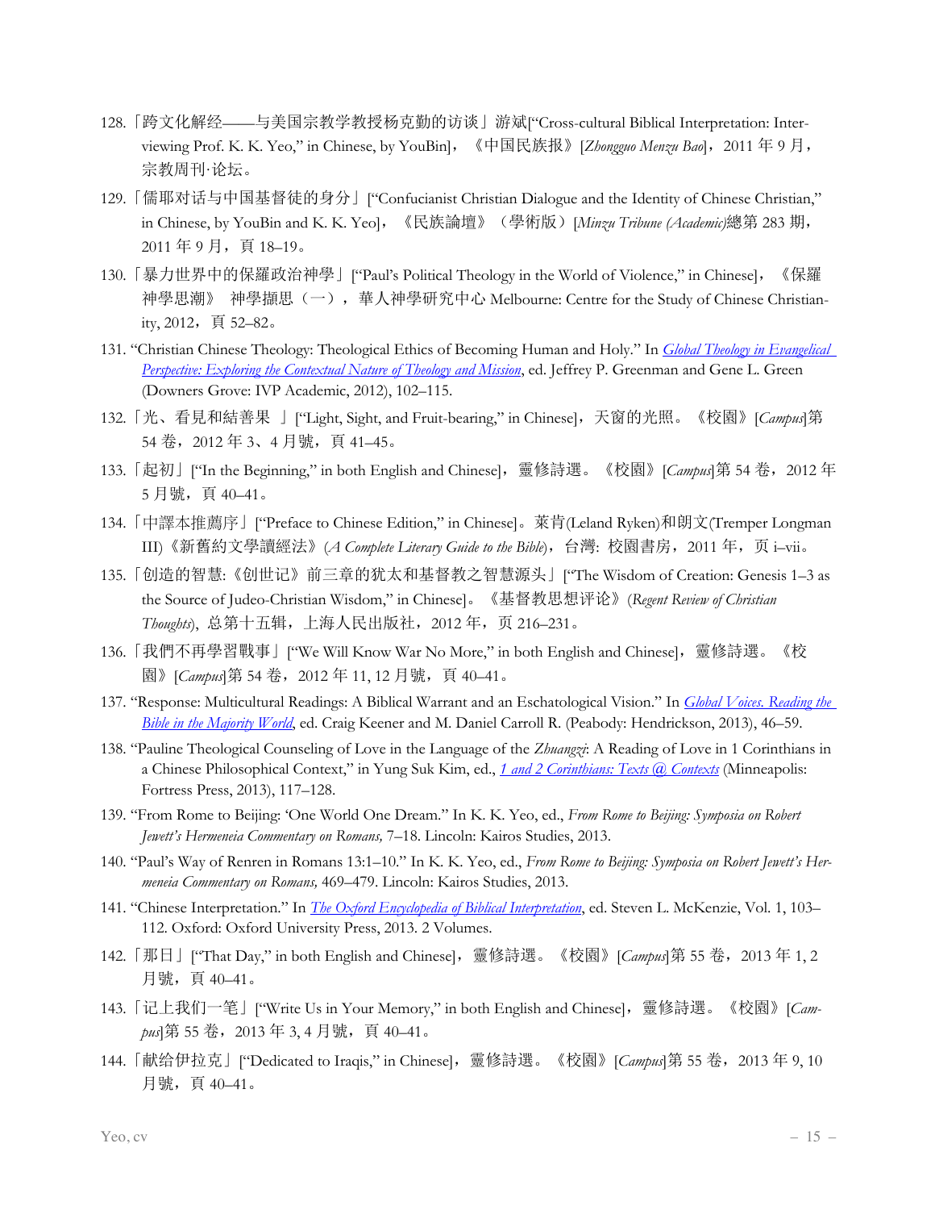128.「跨文化解经——与美国宗教学教授杨克勤的访谈」游斌["Cross-cultural Biblical Interpretation: Interviewing Prof. K. K. Yeo," in Chinese, by YouBin]，《中国民族报》[*Zhongguo Menzu Bao*]，2011 年 9 月，宗教周刊·论坛。

129.「儒耶对话与中国基督徒的身分」["Confucianist Christian Dialogue and the Identity of Chinese Christian," in Chinese, by YouBin and K. K. Yeo]，《民族論壇》（學術版）[*Minzu Tribune (Academic)*總第 283 期，2011 年 9 月，頁 18–19。

130.「暴力世界中的保羅政治神學」["Paul's Political Theology in the World of Violence," in Chinese]，《保羅神學思潮》 神學擷思（一），華人神學研究中心 Melbourne: Centre for the Study of Chinese Christianity, 2012，頁 52–82。

131. "Christian Chinese Theology: Theological Ethics of Becoming Human and Holy." In *Global Theology in Evangelical Perspective: Exploring the Contextual Nature of Theology and Mission*, ed. Jeffrey P. Greenman and Gene L. Green (Downers Grove: IVP Academic, 2012), 102–115.

132.「光、看見和結善果 」["Light, Sight, and Fruit-bearing," in Chinese]，天窗的光照。《校園》[*Campus*]第 54 卷，2012 年 3、4 月號，頁 41–45。

133.「起初」["In the Beginning," in both English and Chinese]，靈修詩選。《校園》[*Campus*]第 54 卷，2012 年 5 月號，頁 40–41。

134.「中譯本推薦序」["Preface to Chinese Edition," in Chinese]。萊肯(Leland Ryken)和朗文(Tremper Longman III)《新舊約文學讀經法》(*A Complete Literary Guide to the Bible*)，台灣: 校園書房，2011 年，页 i–vii。

135.「创造的智慧:《创世记》前三章的犹太和基督教之智慧源头」["The Wisdom of Creation: Genesis 1–3 as the Source of Judeo-Christian Wisdom," in Chinese]。《基督教思想评论》(*Regent Review of Christian Thoughts*), 总第十五辑，上海人民出版社，2012 年，页 216–231。

136.「我們不再學習戰事」["We Will Know War No More," in both English and Chinese]，靈修詩選。《校園》[*Campus*]第 54 卷，2012 年 11, 12 月號，頁 40–41。

137. "Response: Multicultural Readings: A Biblical Warrant and an Eschatological Vision." In *Global Voices. Reading the Bible in the Majority World*, ed. Craig Keener and M. Daniel Carroll R. (Peabody: Hendrickson, 2013), 46–59.

138. "Pauline Theological Counseling of Love in the Language of the *Zhuangzi*: A Reading of Love in 1 Corinthians in a Chinese Philosophical Context," in Yung Suk Kim, ed., *1 and 2 Corinthians: Texts @ Contexts* (Minneapolis: Fortress Press, 2013), 117–128.

139. "From Rome to Beijing: 'One World One Dream." In K. K. Yeo, ed., *From Rome to Beijing: Symposia on Robert Jewett's Hermeneia Commentary on Romans,* 7–18. Lincoln: Kairos Studies, 2013.

140. "Paul's Way of Renren in Romans 13:1–10." In K. K. Yeo, ed., *From Rome to Beijing: Symposia on Robert Jewett's Hermeneia Commentary on Romans,* 469–479. Lincoln: Kairos Studies, 2013.

141. "Chinese Interpretation." In *The Oxford Encyclopedia of Biblical Interpretation*, ed. Steven L. McKenzie, Vol. 1, 103–112. Oxford: Oxford University Press, 2013. 2 Volumes.

142.「那日」["That Day," in both English and Chinese]，靈修詩選。《校園》[*Campus*]第 55 卷，2013 年 1, 2 月號，頁 40–41。

143.「记上我们一笔」["Write Us in Your Memory," in both English and Chinese]，靈修詩選。《校園》[*Campus*]第 55 卷，2013 年 3, 4 月號，頁 40–41。

144.「献给伊拉克」["Dedicated to Iraqis," in Chinese]，靈修詩選。《校園》[*Campus*]第 55 卷，2013 年 9, 10 月號，頁 40–41。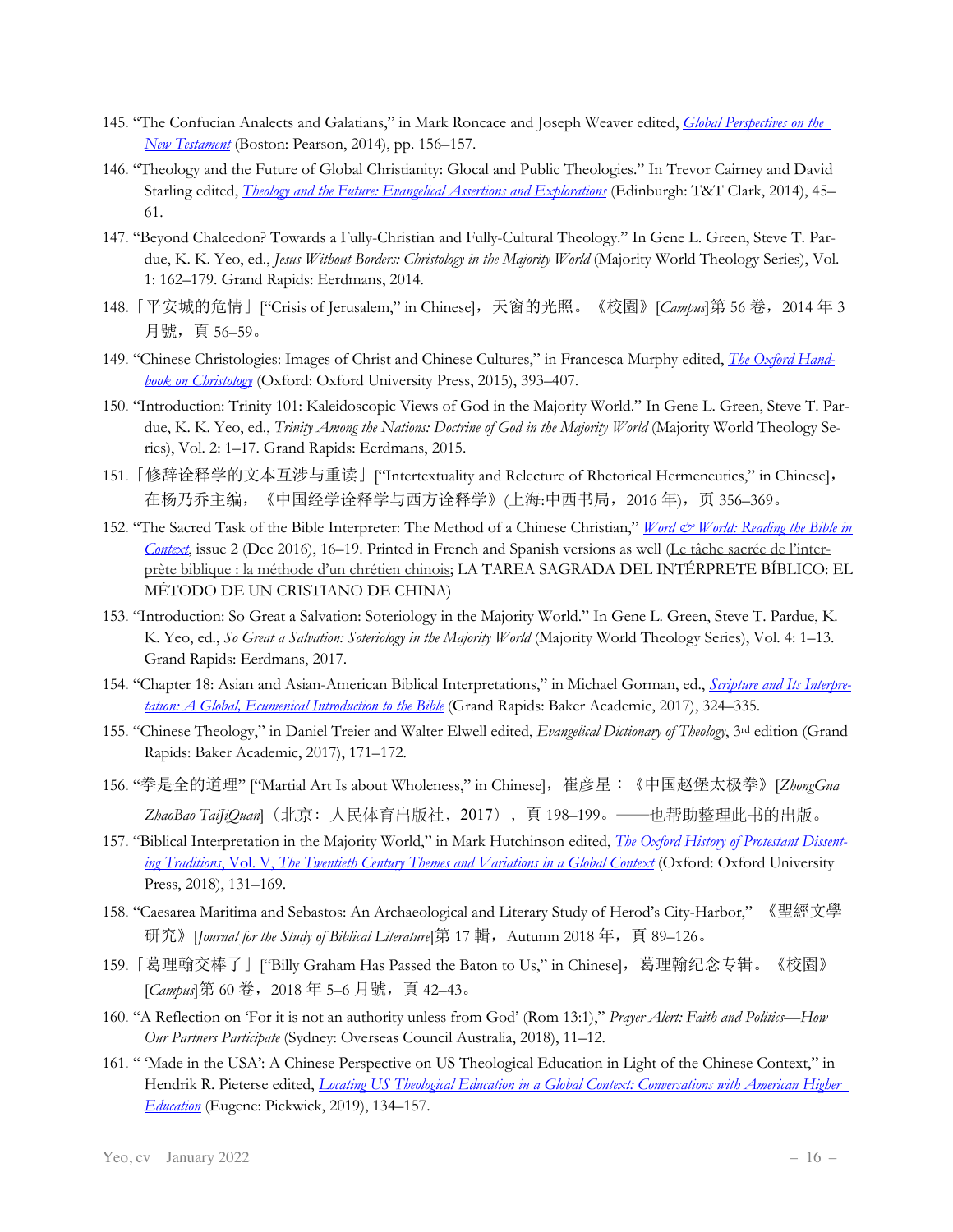145. "The Confucian Analects and Galatians," in Mark Roncace and Joseph Weaver edited, *Global Perspectives on the New Testament* (Boston: Pearson, 2014), pp. 156–157.

146. "Theology and the Future of Global Christianity: Glocal and Public Theologies." In Trevor Cairney and David Starling edited, *Theology and the Future: Evangelical Assertions and Explorations* (Edinburgh: T&T Clark, 2014), 45–61.

147. "Beyond Chalcedon? Towards a Fully-Christian and Fully-Cultural Theology." In Gene L. Green, Steve T. Pardue, K. K. Yeo, ed., *Jesus Without Borders: Christology in the Majority World* (Majority World Theology Series), Vol. 1: 162–179. Grand Rapids: Eerdmans, 2014.

148. 「平安城的危情」["Crisis of Jerusalem," in Chinese]，天窗的光照。《校園》[*Campus*]第 56 卷，2014 年 3 月號，頁 56–59。

149. "Chinese Christologies: Images of Christ and Chinese Cultures," in Francesca Murphy edited, *The Oxford Handbook on Christology* (Oxford: Oxford University Press, 2015), 393–407.

150. "Introduction: Trinity 101: Kaleidoscopic Views of God in the Majority World." In Gene L. Green, Steve T. Pardue, K. K. Yeo, ed., *Trinity Among the Nations: Doctrine of God in the Majority World* (Majority World Theology Series), Vol. 2: 1–17. Grand Rapids: Eerdmans, 2015.

151. 「修辞诠释学的文本互涉与重读」["Intertextuality and Relecture of Rhetorical Hermeneutics," in Chinese]，在杨乃乔主编，《中国经学诠释学与西方诠释学》(上海:中西书局，2016 年)，页 356–369。

152. "The Sacred Task of the Bible Interpreter: The Method of a Chinese Christian," *Word & World: Reading the Bible in Context*, issue 2 (Dec 2016), 16–19. Printed in French and Spanish versions as well (Le tâche sacrée de l'interprète biblique : la méthode d'un chrétien chinois; LA TAREA SAGRADA DEL INTÉRPRETE BÍBLICO: EL MÉTODO DE UN CRISTIANO DE CHINA)

153. "Introduction: So Great a Salvation: Soteriology in the Majority World." In Gene L. Green, Steve T. Pardue, K. K. Yeo, ed., *So Great a Salvation: Soteriology in the Majority World* (Majority World Theology Series), Vol. 4: 1–13. Grand Rapids: Eerdmans, 2017.

154. "Chapter 18: Asian and Asian-American Biblical Interpretations," in Michael Gorman, ed., *Scripture and Its Interpretation: A Global, Ecumenical Introduction to the Bible* (Grand Rapids: Baker Academic, 2017), 324–335.

155. "Chinese Theology," in Daniel Treier and Walter Elwell edited, *Evangelical Dictionary of Theology*, 3rd edition (Grand Rapids: Baker Academic, 2017), 171–172.

156. "拳是全的道理" ["Martial Art Is about Wholeness," in Chinese]，崔彦星：《中国赵堡太极拳》[*ZhongGua ZhaoBao TaiJiQuan*]（北京：人民体育出版社，2017），頁 198–199。——也帮助整理此书的出版。

157. "Biblical Interpretation in the Majority World," in Mark Hutchinson edited, *The Oxford History of Protestant Dissenting Traditions*, Vol. V, *The Twentieth Century Themes and Variations in a Global Context* (Oxford: Oxford University Press, 2018), 131–169.

158. "Caesarea Maritima and Sebastos: An Archaeological and Literary Study of Herod's City-Harbor," 《聖經文學研究》[*Journal for the Study of Biblical Literature*]第 17 輯，Autumn 2018 年，頁 89–126。

159. 「葛理翰交棒了」["Billy Graham Has Passed the Baton to Us," in Chinese]，葛理翰纪念专辑。《校園》[*Campus*]第 60 卷，2018 年 5–6 月號，頁 42–43。

160. "A Reflection on 'For it is not an authority unless from God' (Rom 13:1)," *Prayer Alert: Faith and Politics—How Our Partners Participate* (Sydney: Overseas Council Australia, 2018), 11–12.

161. " 'Made in the USA': A Chinese Perspective on US Theological Education in Light of the Chinese Context," in Hendrik R. Pieterse edited, *Locating US Theological Education in a Global Context: Conversations with American Higher Education* (Eugene: Pickwick, 2019), 134–157.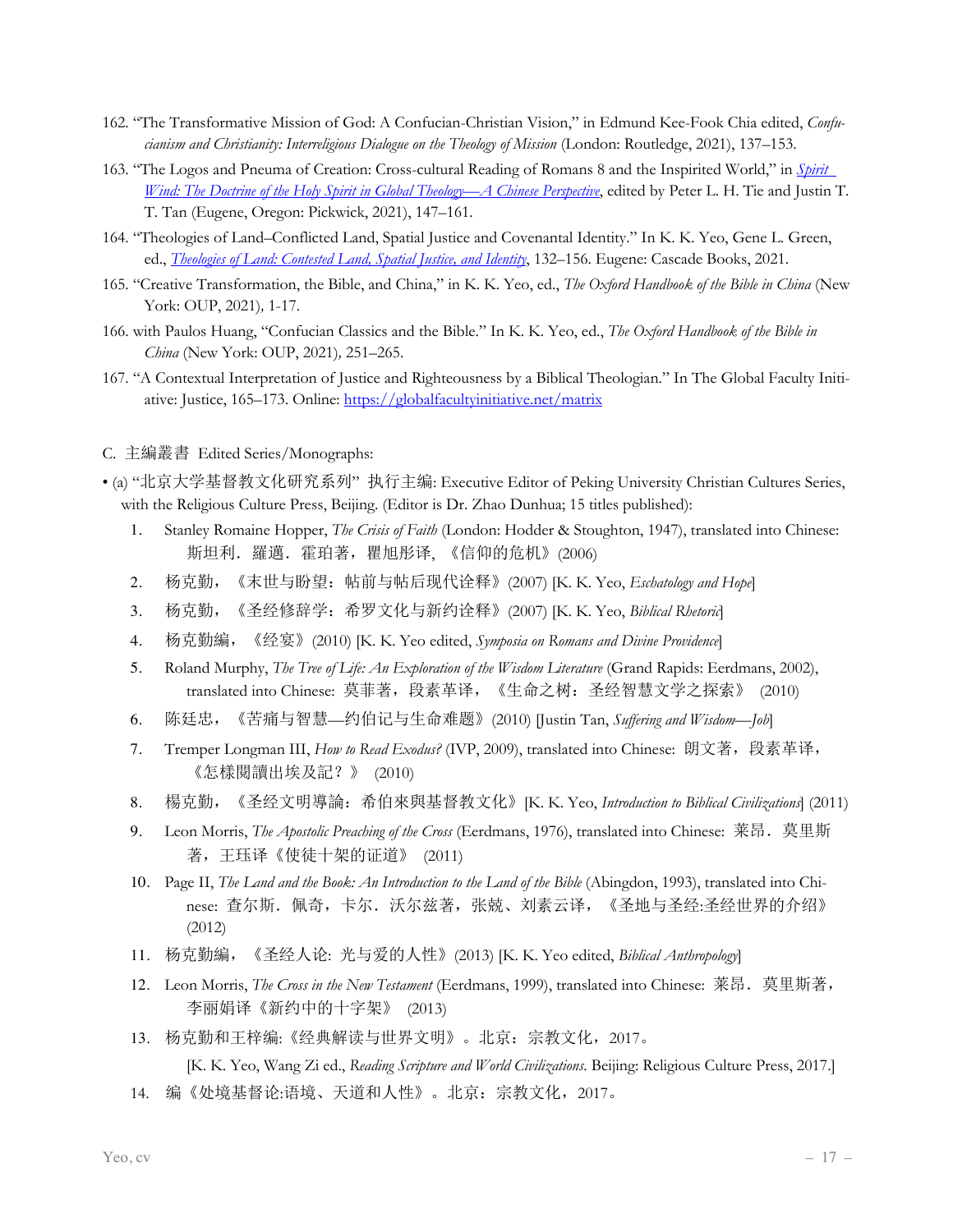162. "The Transformative Mission of God: A Confucian-Christian Vision," in Edmund Kee-Fook Chia edited, *Confucianism and Christianity: Interreligious Dialogue on the Theology of Mission* (London: Routledge, 2021), 137–153.

163. "The Logos and Pneuma of Creation: Cross-cultural Reading of Romans 8 and the Inspirited World," in *Spirit Wind: The Doctrine of the Holy Spirit in Global Theology—A Chinese Perspective*, edited by Peter L. H. Tie and Justin T. T. Tan (Eugene, Oregon: Pickwick, 2021), 147–161.

164. "Theologies of Land–Conflicted Land, Spatial Justice and Covenantal Identity." In K. K. Yeo, Gene L. Green, ed., *Theologies of Land: Contested Land, Spatial Justice, and Identity*, 132–156. Eugene: Cascade Books, 2021.

165. "Creative Transformation, the Bible, and China," in K. K. Yeo, ed., *The Oxford Handbook of the Bible in China* (New York: OUP, 2021)*,* 1-17.

166. with Paulos Huang, "Confucian Classics and the Bible." In K. K. Yeo, ed., *The Oxford Handbook of the Bible in China* (New York: OUP, 2021)*,* 251–265.

167. "A Contextual Interpretation of Justice and Righteousness by a Biblical Theologian." In The Global Faculty Initiative: Justice, 165–173. Online: https://globalfacultyinitiative.net/matrix

C. 主編叢書 Edited Series/Monographs:

- (a) "北京大学基督教文化研究系列" 执行主编: Executive Editor of Peking University Christian Cultures Series, with the Religious Culture Press, Beijing. (Editor is Dr. Zhao Dunhua; 15 titles published):
    1. Stanley Romaine Hopper, *The Crisis of Faith* (London: Hodder & Stoughton, 1947), translated into Chinese: 斯坦利．羅邁．霍珀著，瞿旭彤译, 《信仰的危机》(2006)
    2. 杨克勤，《末世与盼望：帖前与帖后现代诠释》(2007) [K. K. Yeo, *Eschatology and Hope*]
    3. 杨克勤，《圣经修辞学：希罗文化与新约诠释》(2007) [K. K. Yeo, *Biblical Rhetoric*]
    4. 杨克勤編，《经宴》(2010) [K. K. Yeo edited, *Symposia on Romans and Divine Providence*]
    5. Roland Murphy, *The Tree of Life: An Exploration of the Wisdom Literature* (Grand Rapids: Eerdmans, 2002), translated into Chinese: 莫菲著，段素革译，《生命之树：圣经智慧文学之探索》 (2010)
    6. 陈廷忠，《苦痛与智慧—约伯记与生命难题》(2010) [Justin Tan, *Suffering and Wisdom—Job*]
    7. Tremper Longman III, *How to Read Exodus?* (IVP, 2009), translated into Chinese: 朗文著，段素革译，《怎樣閱讀出埃及記？》 (2010)
    8. 楊克勤，《圣经文明導論：希伯來與基督教文化》[K. K. Yeo, *Introduction to Biblical Civilizations*] (2011)
    9. Leon Morris, *The Apostolic Preaching of the Cross* (Eerdmans, 1976), translated into Chinese: 莱昂．莫里斯著，王珏译《使徒十架的证道》 (2011)
    10. Page II, *The Land and the Book: An Introduction to the Land of the Bible* (Abingdon, 1993), translated into Chinese: 查尔斯．佩奇，卡尔．沃尔兹著，张兢、刘素云译，《圣地与圣经:圣经世界的介绍》(2012)
    11. 杨克勤編，《圣经人论: 光与爱的人性》(2013) [K. K. Yeo edited, *Biblical Anthropology*]
    12. Leon Morris, *The Cross in the New Testament* (Eerdmans, 1999), translated into Chinese: 莱昂．莫里斯著，李丽娟译《新约中的十字架》 (2013)
    13. 杨克勤和王梓编:《经典解读与世界文明》。北京：宗教文化，2017。
    [K. K. Yeo, Wang Zi ed., *Reading Scripture and World Civilizations*. Beijing: Religious Culture Press, 2017.]
    14. 编《处境基督论:语境、天道和人性》。北京：宗教文化，2017。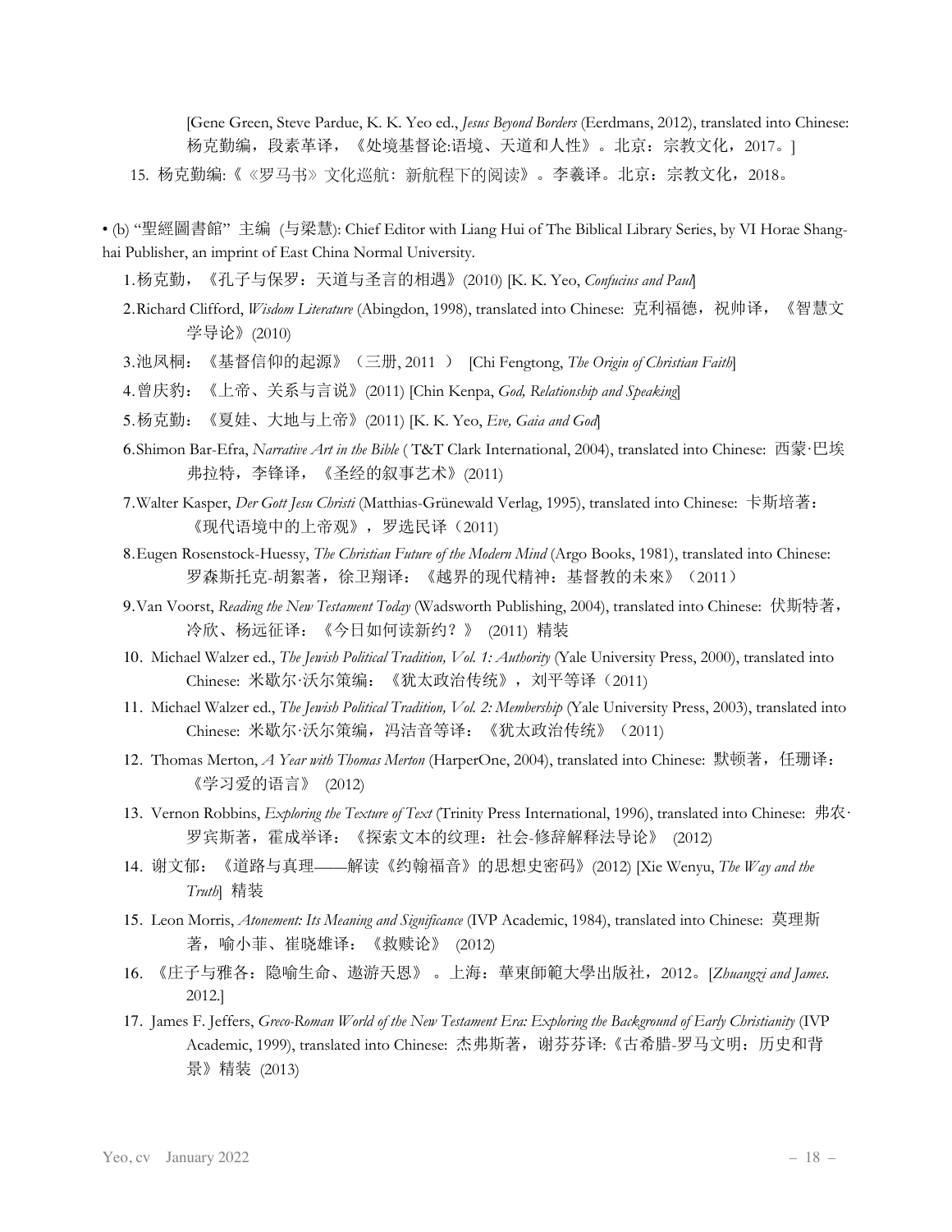[Gene Green, Steve Pardue, K. K. Yeo ed., *Jesus Beyond Borders* (Eerdmans, 2012), translated into Chinese: 杨克勤编，段素革译，《处境基督论:语境、天道和人性》。北京：宗教文化，2017。]

15. 杨克勤编:《《罗马书》文化巡航：新航程下的阅读》。李羲译。北京：宗教文化，2018。

• (b) "聖經圖書館" 主编 (与梁慧): Chief Editor with Liang Hui of The Biblical Library Series, by VI Horae Shanghai Publisher, an imprint of East China Normal University.

1. 杨克勤，《孔子与保罗：天道与圣言的相遇》(2010) [K. K. Yeo, *Confucius and Paul*]
2. Richard Clifford, *Wisdom Literature* (Abingdon, 1998), translated into Chinese: 克利福德，祝帅译，《智慧文学导论》(2010)
3. 池凤桐：《基督信仰的起源》（三册, 2011 ） [Chi Fengtong, *The Origin of Christian Faith*]
4. 曾庆豹：《上帝、关系与言说》(2011) [Chin Kenpa, *God, Relationship and Speaking*]
5. 杨克勤：《夏娃、大地与上帝》(2011) [K. K. Yeo, *Eve, Gaia and God*]
6. Shimon Bar-Efra, *Narrative Art in the Bible* ( T&T Clark International, 2004), translated into Chinese: 西蒙·巴埃弗拉特，李锋译，《圣经的叙事艺术》(2011)
7. Walter Kasper, *Der Gott Jesu Christi* (Matthias-Grünewald Verlag, 1995), translated into Chinese: 卡斯培著：《现代语境中的上帝观》，罗选民译（2011)
8. Eugen Rosenstock-Huessy, *The Christian Future of the Modern Mind* (Argo Books, 1981), translated into Chinese: 罗森斯托克-胡絮著，徐卫翔译：《越界的现代精神：基督教的未來》（2011）
9. Van Voorst, *Reading the New Testament Today* (Wadsworth Publishing, 2004), translated into Chinese: 伏斯特著，冷欣、杨远征译：《今日如何读新约？》 (2011) 精装
10. Michael Walzer ed., *The Jewish Political Tradition, Vol. 1: Authority* (Yale University Press, 2000), translated into Chinese: 米歇尔·沃尔策编：《犹太政治传统》，刘平等译（2011)
11. Michael Walzer ed., *The Jewish Political Tradition, Vol. 2: Membership* (Yale University Press, 2003), translated into Chinese: 米歇尔·沃尔策编，冯洁音等译：《犹太政治传统》（2011)
12. Thomas Merton, *A Year with Thomas Merton* (HarperOne, 2004), translated into Chinese: 默顿著，任珊译：《学习爱的语言》 (2012)
13. Vernon Robbins, *Exploring the Texture of Text* (Trinity Press International, 1996), translated into Chinese: 弗农·罗宾斯著，霍成举译：《探索文本的纹理：社会-修辞解释法导论》 (2012)
14. 谢文郁：《道路与真理——解读《约翰福音》的思想史密码》(2012) [Xie Wenyu, *The Way and the Truth*] 精装
15. Leon Morris, *Atonement: Its Meaning and Significance* (IVP Academic, 1984), translated into Chinese: 莫理斯著，喻小菲、崔晓雄译：《救赎论》 (2012)
16. 《庄子与雅各：隐喻生命、遨游天恩》 。上海：華東師範大學出版社，2012。[*Zhuangzi and James*. 2012.]
17. James F. Jeffers, *Greco-Roman World of the New Testament Era: Exploring the Background of Early Christianity* (IVP Academic, 1999), translated into Chinese: 杰弗斯著，谢芬芬译:《古希腊-罗马文明：历史和背景》精装 (2013)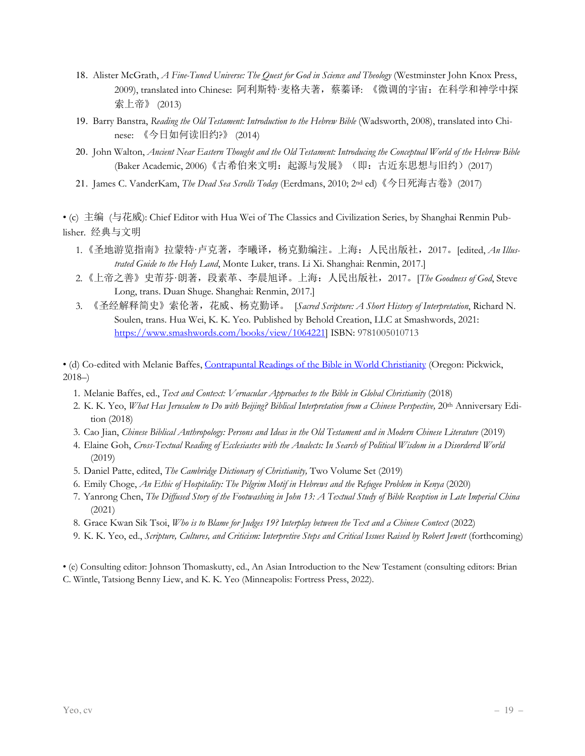18. Alister McGrath, *A Fine-Tuned Universe: The Quest for God in Science and Theology* (Westminster John Knox Press, 2009), translated into Chinese: 阿利斯特·麦格夫著，蔡蓁译: 《微调的宇宙：在科学和神学中探索上帝》 (2013)
19. Barry Banstra, *Reading the Old Testament: Introduction to the Hebrew Bible* (Wadsworth, 2008), translated into Chinese: 《今日如何读旧约?》 (2014)
20. John Walton, *Ancient Near Eastern Thought and the Old Testament: Introducing the Conceptual World of the Hebrew Bible* (Baker Academic, 2006)《古希伯来文明：起源与发展》（即：古近东思想与旧约）(2017)
21. James C. VanderKam, *The Dead Sea Scrolls Today* (Eerdmans, 2010; 2nd ed)《今日死海古卷》(2017)

• (c) 主编 (与花威): Chief Editor with Hua Wei of The Classics and Civilization Series, by Shanghai Renmin Publisher. 经典与文明

1. 《圣地游览指南》拉蒙特·卢克著，李曦译，杨克勤编注。上海：人民出版社，2017。[edited, *An Illustrated Guide to the Holy Land*, Monte Luker, trans. Li Xi. Shanghai: Renmin, 2017.]
2. 《上帝之善》史蒂芬·朗著，段素革、李晨旭译。上海：人民出版社，2017。[*The Goodness of God*, Steve Long, trans. Duan Shuge. Shanghai: Renmin, 2017.]
3. 《圣经解释简史》索伦著，花威、杨克勤译。 [*Sacred Scripture: A Short History of Interpretation*, Richard N. Soulen, trans. Hua Wei, K. K. Yeo. Published by Behold Creation, LLC at Smashwords, 2021: https://www.smashwords.com/books/view/1064221] ISBN: 9781005010713

• (d) Co-edited with Melanie Baffes, Contrapuntal Readings of the Bible in World Christianity (Oregon: Pickwick, 2018–)

1. Melanie Baffes, ed., *Text and Context: Vernacular Approaches to the Bible in Global Christianity* (2018)
2. K. K. Yeo, *What Has Jerusalem to Do with Beijing? Biblical Interpretation from a Chinese Perspective,* 20th Anniversary Edition (2018)
3. Cao Jian, *Chinese Biblical Anthropology: Persons and Ideas in the Old Testament and in Modern Chinese Literature* (2019)
4. Elaine Goh, *Cross-Textual Reading of Ecclesiastes with the Analects: In Search of Political Wisdom in a Disordered World* (2019)
5. Daniel Patte, edited, *The Cambridge Dictionary of Christianity,* Two Volume Set (2019)
6. Emily Choge, *An Ethic of Hospitality: The Pilgrim Motif in Hebrews and the Refugee Problem in Kenya* (2020)
7. Yanrong Chen, *The Diffused Story of the Footwashing in John 13: A Textual Study of Bible Reception in Late Imperial China* (2021)
8. Grace Kwan Sik Tsoi, *Who is to Blame for Judges 19? Interplay between the Text and a Chinese Context* (2022)
9. K. K. Yeo, ed., *Scripture, Cultures, and Criticism: Interpretive Steps and Critical Issues Raised by Robert Jewett* (forthcoming)

• (e) Consulting editor: Johnson Thomaskutty, ed., An Asian Introduction to the New Testament (consulting editors: Brian C. Wintle, Tatsiong Benny Liew, and K. K. Yeo (Minneapolis: Fortress Press, 2022).